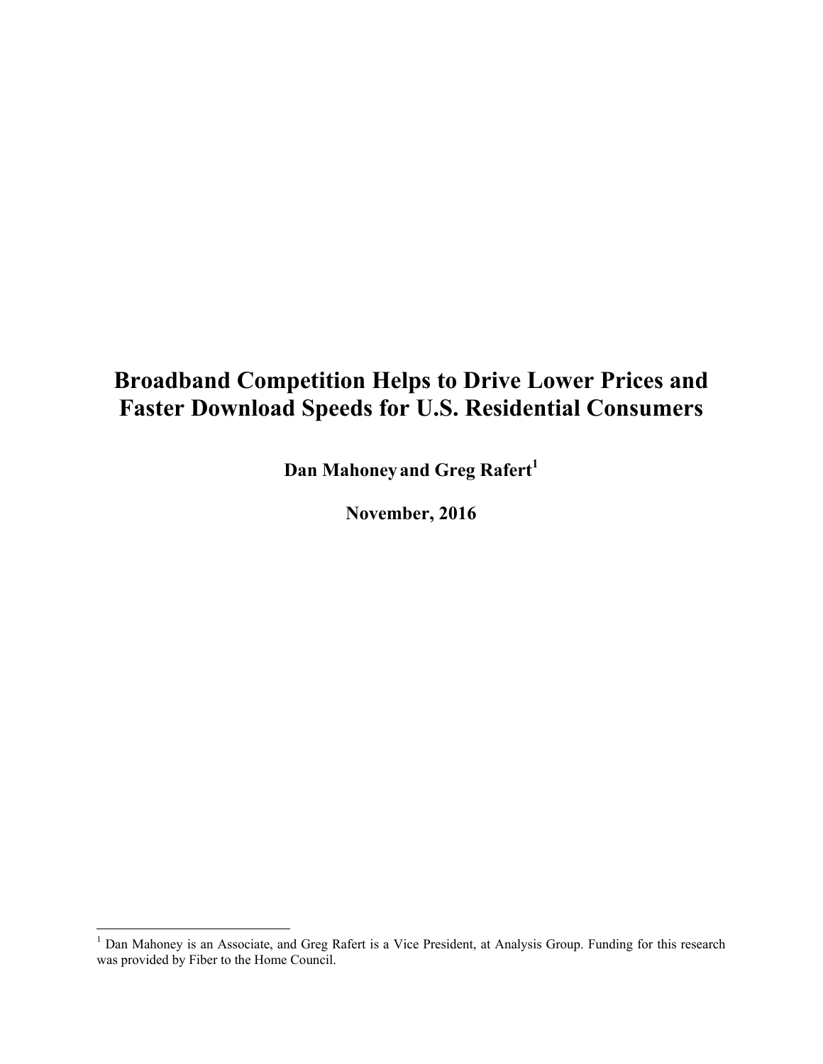# Broadband Competition Helps to Drive Lower Prices and Faster Download Speeds for U.S. Residential Consumers

**Dan Mahoney and Greg Rafert[1]**

**November, 2016**

[1] Dan Mahoney is an Associate, and Greg Rafert is a Vice President, at Analysis Group. Funding for this research was provided by Fiber to the Home Council.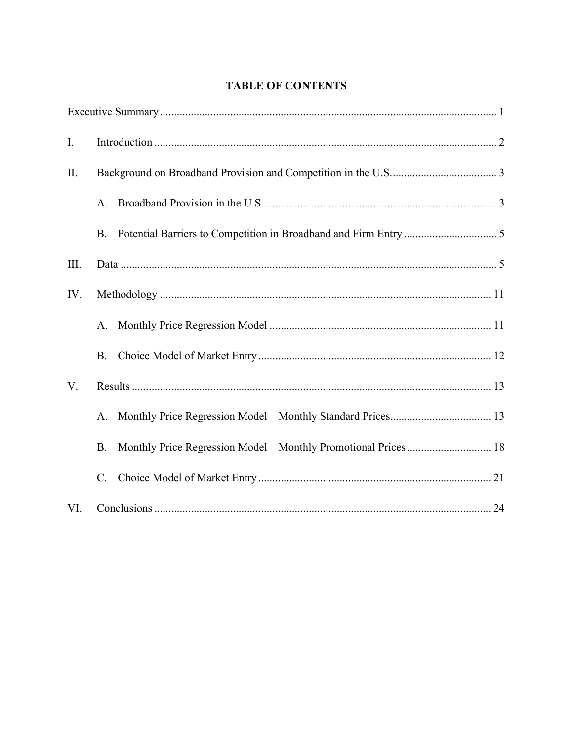# TABLE OF CONTENTS

Executive Summary ........................................................................................................................ 1

I. Introduction ........................................................................................................................... 2

II. Background on Broadband Provision and Competition in the U.S. ...................................... 3

  A. Broadband Provision in the U.S. ................................................................................... 3

  B. Potential Barriers to Competition in Broadband and Firm Entry ................................. 5

III. Data ...................................................................................................................................... 5

IV. Methodology ...................................................................................................................... 11

  A. Monthly Price Regression Model ............................................................................... 11

  B. Choice Model of Market Entry ................................................................................... 12

V. Results ................................................................................................................................ 13

  A. Monthly Price Regression Model – Monthly Standard Prices .................................... 13

  B. Monthly Price Regression Model – Monthly Promotional Prices .............................. 18

  C. Choice Model of Market Entry ................................................................................... 21

VI. Conclusions ........................................................................................................................ 24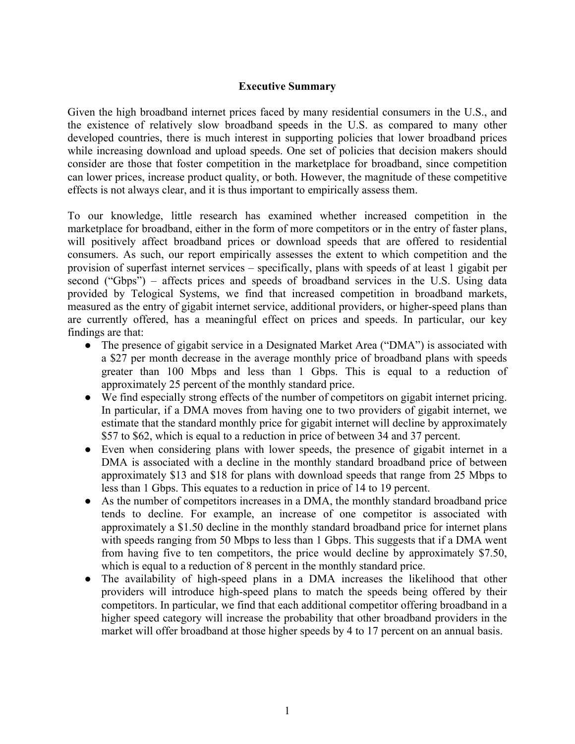## Executive Summary

Given the high broadband internet prices faced by many residential consumers in the U.S., and the existence of relatively slow broadband speeds in the U.S. as compared to many other developed countries, there is much interest in supporting policies that lower broadband prices while increasing download and upload speeds. One set of policies that decision makers should consider are those that foster competition in the marketplace for broadband, since competition can lower prices, increase product quality, or both. However, the magnitude of these competitive effects is not always clear, and it is thus important to empirically assess them.

To our knowledge, little research has examined whether increased competition in the marketplace for broadband, either in the form of more competitors or in the entry of faster plans, will positively affect broadband prices or download speeds that are offered to residential consumers. As such, our report empirically assesses the extent to which competition and the provision of superfast internet services – specifically, plans with speeds of at least 1 gigabit per second ("Gbps") – affects prices and speeds of broadband services in the U.S. Using data provided by Telogical Systems, we find that increased competition in broadband markets, measured as the entry of gigabit internet service, additional providers, or higher-speed plans than are currently offered, has a meaningful effect on prices and speeds. In particular, our key findings are that:

- The presence of gigabit service in a Designated Market Area ("DMA") is associated with a $27 per month decrease in the average monthly price of broadband plans with speeds greater than 100 Mbps and less than 1 Gbps. This is equal to a reduction of approximately 25 percent of the monthly standard price.
- We find especially strong effects of the number of competitors on gigabit internet pricing. In particular, if a DMA moves from having one to two providers of gigabit internet, we estimate that the standard monthly price for gigabit internet will decline by approximately $57 to $62, which is equal to a reduction in price of between 34 and 37 percent.
- Even when considering plans with lower speeds, the presence of gigabit internet in a DMA is associated with a decline in the monthly standard broadband price of between approximately $13 and $18 for plans with download speeds that range from 25 Mbps to less than 1 Gbps. This equates to a reduction in price of 14 to 19 percent.
- As the number of competitors increases in a DMA, the monthly standard broadband price tends to decline. For example, an increase of one competitor is associated with approximately a $1.50 decline in the monthly standard broadband price for internet plans with speeds ranging from 50 Mbps to less than 1 Gbps. This suggests that if a DMA went from having five to ten competitors, the price would decline by approximately $7.50, which is equal to a reduction of 8 percent in the monthly standard price.
- The availability of high-speed plans in a DMA increases the likelihood that other providers will introduce high-speed plans to match the speeds being offered by their competitors. In particular, we find that each additional competitor offering broadband in a higher speed category will increase the probability that other broadband providers in the market will offer broadband at those higher speeds by 4 to 17 percent on an annual basis.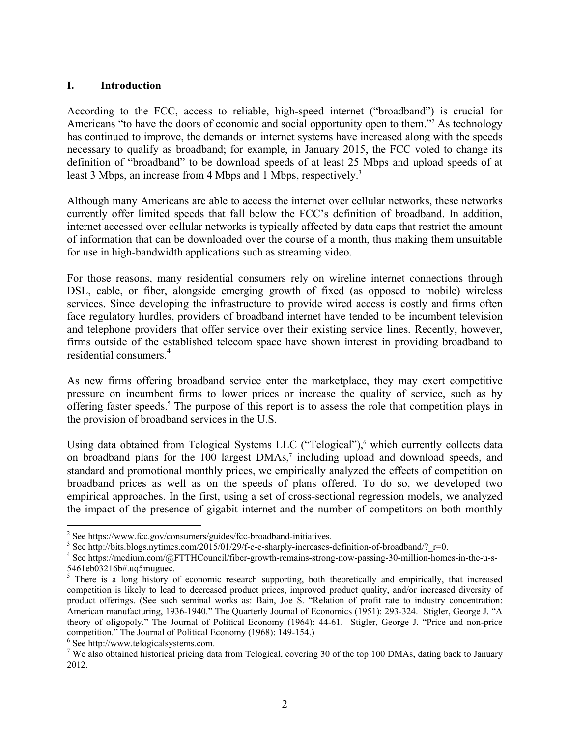## I. Introduction

According to the FCC, access to reliable, high-speed internet ("broadband") is crucial for Americans "to have the doors of economic and social opportunity open to them."[2] As technology has continued to improve, the demands on internet systems have increased along with the speeds necessary to qualify as broadband; for example, in January 2015, the FCC voted to change its definition of "broadband" to be download speeds of at least 25 Mbps and upload speeds of at least 3 Mbps, an increase from 4 Mbps and 1 Mbps, respectively.[3]

Although many Americans are able to access the internet over cellular networks, these networks currently offer limited speeds that fall below the FCC's definition of broadband. In addition, internet accessed over cellular networks is typically affected by data caps that restrict the amount of information that can be downloaded over the course of a month, thus making them unsuitable for use in high-bandwidth applications such as streaming video.

For those reasons, many residential consumers rely on wireline internet connections through DSL, cable, or fiber, alongside emerging growth of fixed (as opposed to mobile) wireless services. Since developing the infrastructure to provide wired access is costly and firms often face regulatory hurdles, providers of broadband internet have tended to be incumbent television and telephone providers that offer service over their existing service lines. Recently, however, firms outside of the established telecom space have shown interest in providing broadband to residential consumers.[4]

As new firms offering broadband service enter the marketplace, they may exert competitive pressure on incumbent firms to lower prices or increase the quality of service, such as by offering faster speeds.[5] The purpose of this report is to assess the role that competition plays in the provision of broadband services in the U.S.

Using data obtained from Telogical Systems LLC ("Telogical"),[6] which currently collects data on broadband plans for the 100 largest DMAs,[7] including upload and download speeds, and standard and promotional monthly prices, we empirically analyzed the effects of competition on broadband prices as well as on the speeds of plans offered. To do so, we developed two empirical approaches. In the first, using a set of cross-sectional regression models, we analyzed the impact of the presence of gigabit internet and the number of competitors on both monthly

---

[2] See https://www.fcc.gov/consumers/guides/fcc-broadband-initiatives.

[3] See http://bits.blogs.nytimes.com/2015/01/29/f-c-c-sharply-increases-definition-of-broadband/?_r=0.

[4] See https://medium.com/@FTTHCouncil/fiber-growth-remains-strong-now-passing-30-million-homes-in-the-u-s-5461eb03216b#.uq5muguec.

[5] There is a long history of economic research supporting, both theoretically and empirically, that increased competition is likely to lead to decreased product prices, improved product quality, and/or increased diversity of product offerings. (See such seminal works as: Bain, Joe S. "Relation of profit rate to industry concentration: American manufacturing, 1936-1940." The Quarterly Journal of Economics (1951): 293-324. Stigler, George J. "A theory of oligopoly." The Journal of Political Economy (1964): 44-61. Stigler, George J. "Price and non-price competition." The Journal of Political Economy (1968): 149-154.)

[6] See http://www.telogicalsystems.com.

[7] We also obtained historical pricing data from Telogical, covering 30 of the top 100 DMAs, dating back to January 2012.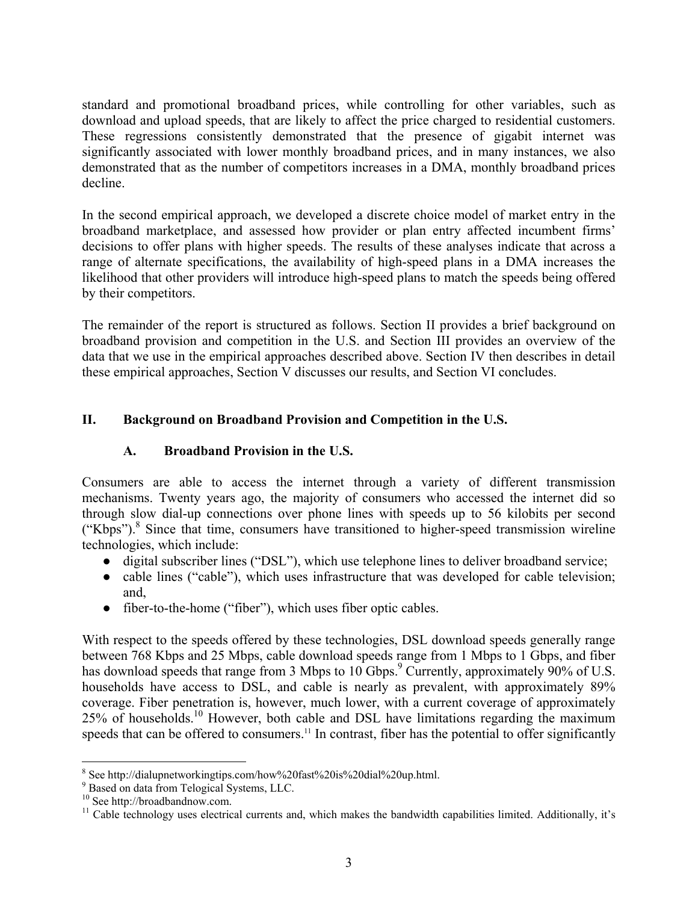standard and promotional broadband prices, while controlling for other variables, such as download and upload speeds, that are likely to affect the price charged to residential customers. These regressions consistently demonstrated that the presence of gigabit internet was significantly associated with lower monthly broadband prices, and in many instances, we also demonstrated that as the number of competitors increases in a DMA, monthly broadband prices decline.

In the second empirical approach, we developed a discrete choice model of market entry in the broadband marketplace, and assessed how provider or plan entry affected incumbent firms' decisions to offer plans with higher speeds. The results of these analyses indicate that across a range of alternate specifications, the availability of high-speed plans in a DMA increases the likelihood that other providers will introduce high-speed plans to match the speeds being offered by their competitors.

The remainder of the report is structured as follows. Section II provides a brief background on broadband provision and competition in the U.S. and Section III provides an overview of the data that we use in the empirical approaches described above. Section IV then describes in detail these empirical approaches, Section V discusses our results, and Section VI concludes.

## II. Background on Broadband Provision and Competition in the U.S.

### A. Broadband Provision in the U.S.

Consumers are able to access the internet through a variety of different transmission mechanisms. Twenty years ago, the majority of consumers who accessed the internet did so through slow dial-up connections over phone lines with speeds up to 56 kilobits per second ("Kbps").[8] Since that time, consumers have transitioned to higher-speed transmission wireline technologies, which include:

- digital subscriber lines ("DSL"), which use telephone lines to deliver broadband service;
- cable lines ("cable"), which uses infrastructure that was developed for cable television; and,
- fiber-to-the-home ("fiber"), which uses fiber optic cables.

With respect to the speeds offered by these technologies, DSL download speeds generally range between 768 Kbps and 25 Mbps, cable download speeds range from 1 Mbps to 1 Gbps, and fiber has download speeds that range from 3 Mbps to 10 Gbps.[9] Currently, approximately 90% of U.S. households have access to DSL, and cable is nearly as prevalent, with approximately 89% coverage. Fiber penetration is, however, much lower, with a current coverage of approximately 25% of households.[10] However, both cable and DSL have limitations regarding the maximum speeds that can be offered to consumers.[11] In contrast, fiber has the potential to offer significantly

[8] See http://dialupnetworkingtips.com/how%20fast%20is%20dial%20up.html.

[9] Based on data from Telogical Systems, LLC.

[10] See http://broadbandnow.com.

[11] Cable technology uses electrical currents and, which makes the bandwidth capabilities limited. Additionally, it's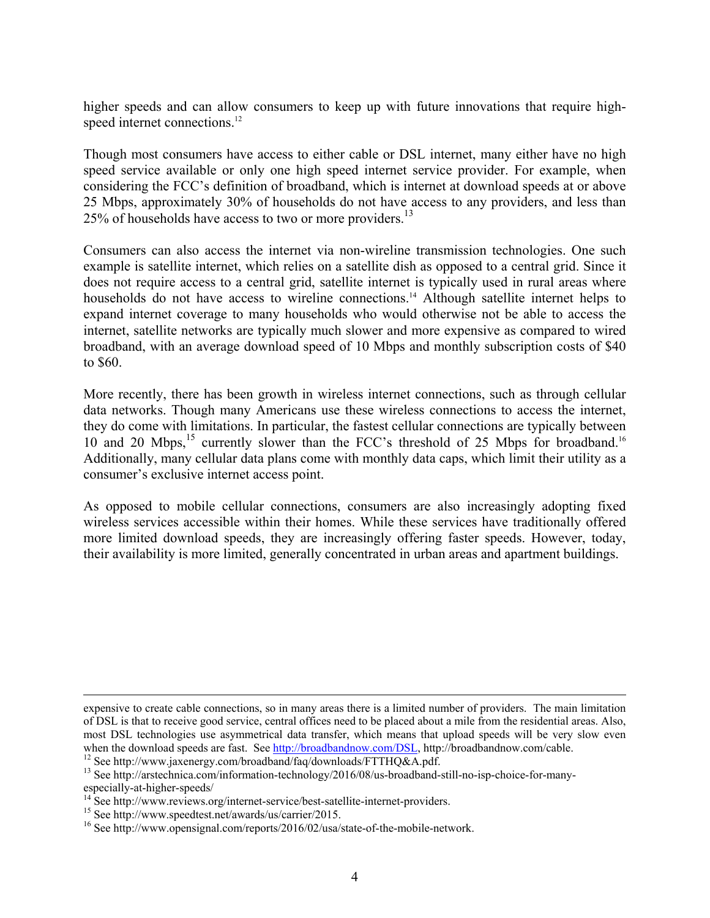higher speeds and can allow consumers to keep up with future innovations that require high-speed internet connections.[12]

Though most consumers have access to either cable or DSL internet, many either have no high speed service available or only one high speed internet service provider. For example, when considering the FCC's definition of broadband, which is internet at download speeds at or above 25 Mbps, approximately 30% of households do not have access to any providers, and less than 25% of households have access to two or more providers.[13]

Consumers can also access the internet via non-wireline transmission technologies. One such example is satellite internet, which relies on a satellite dish as opposed to a central grid. Since it does not require access to a central grid, satellite internet is typically used in rural areas where households do not have access to wireline connections.[14] Although satellite internet helps to expand internet coverage to many households who would otherwise not be able to access the internet, satellite networks are typically much slower and more expensive as compared to wired broadband, with an average download speed of 10 Mbps and monthly subscription costs of $40 to $60.

More recently, there has been growth in wireless internet connections, such as through cellular data networks. Though many Americans use these wireless connections to access the internet, they do come with limitations. In particular, the fastest cellular connections are typically between 10 and 20 Mbps,[15] currently slower than the FCC's threshold of 25 Mbps for broadband.[16] Additionally, many cellular data plans come with monthly data caps, which limit their utility as a consumer's exclusive internet access point.

As opposed to mobile cellular connections, consumers are also increasingly adopting fixed wireless services accessible within their homes. While these services have traditionally offered more limited download speeds, they are increasingly offering faster speeds. However, today, their availability is more limited, generally concentrated in urban areas and apartment buildings.

---

expensive to create cable connections, so in many areas there is a limited number of providers. The main limitation of DSL is that to receive good service, central offices need to be placed about a mile from the residential areas. Also, most DSL technologies use asymmetrical data transfer, which means that upload speeds will be very slow even when the download speeds are fast. See http://broadbandnow.com/DSL, http://broadbandnow.com/cable.

[12] See http://www.jaxenergy.com/broadband/faq/downloads/FTTHQ&A.pdf.

[13] See http://arstechnica.com/information-technology/2016/08/us-broadband-still-no-isp-choice-for-many-especially-at-higher-speeds/

[14] See http://www.reviews.org/internet-service/best-satellite-internet-providers.

[15] See http://www.speedtest.net/awards/us/carrier/2015.

[16] See http://www.opensignal.com/reports/2016/02/usa/state-of-the-mobile-network.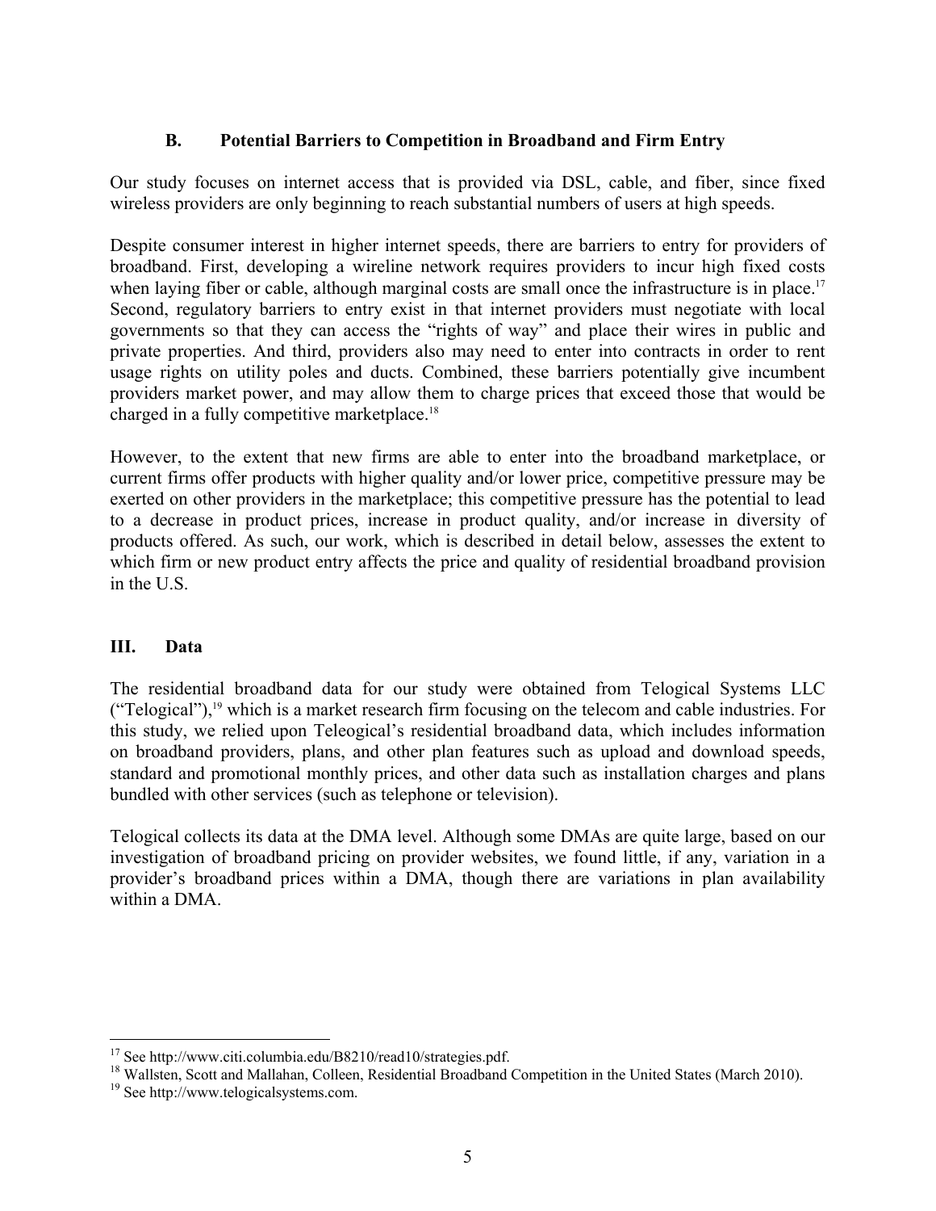### B. Potential Barriers to Competition in Broadband and Firm Entry

Our study focuses on internet access that is provided via DSL, cable, and fiber, since fixed wireless providers are only beginning to reach substantial numbers of users at high speeds.

Despite consumer interest in higher internet speeds, there are barriers to entry for providers of broadband. First, developing a wireline network requires providers to incur high fixed costs when laying fiber or cable, although marginal costs are small once the infrastructure is in place.[17] Second, regulatory barriers to entry exist in that internet providers must negotiate with local governments so that they can access the "rights of way" and place their wires in public and private properties. And third, providers also may need to enter into contracts in order to rent usage rights on utility poles and ducts. Combined, these barriers potentially give incumbent providers market power, and may allow them to charge prices that exceed those that would be charged in a fully competitive marketplace.[18]

However, to the extent that new firms are able to enter into the broadband marketplace, or current firms offer products with higher quality and/or lower price, competitive pressure may be exerted on other providers in the marketplace; this competitive pressure has the potential to lead to a decrease in product prices, increase in product quality, and/or increase in diversity of products offered. As such, our work, which is described in detail below, assesses the extent to which firm or new product entry affects the price and quality of residential broadband provision in the U.S.

## III. Data

The residential broadband data for our study were obtained from Telogical Systems LLC ("Telogical"),[19] which is a market research firm focusing on the telecom and cable industries. For this study, we relied upon Teleogical's residential broadband data, which includes information on broadband providers, plans, and other plan features such as upload and download speeds, standard and promotional monthly prices, and other data such as installation charges and plans bundled with other services (such as telephone or television).

Telogical collects its data at the DMA level. Although some DMAs are quite large, based on our investigation of broadband pricing on provider websites, we found little, if any, variation in a provider's broadband prices within a DMA, though there are variations in plan availability within a DMA.

---

[17] See http://www.citi.columbia.edu/B8210/read10/strategies.pdf.

[18] Wallsten, Scott and Mallahan, Colleen, Residential Broadband Competition in the United States (March 2010).

[19] See http://www.telogicalsystems.com.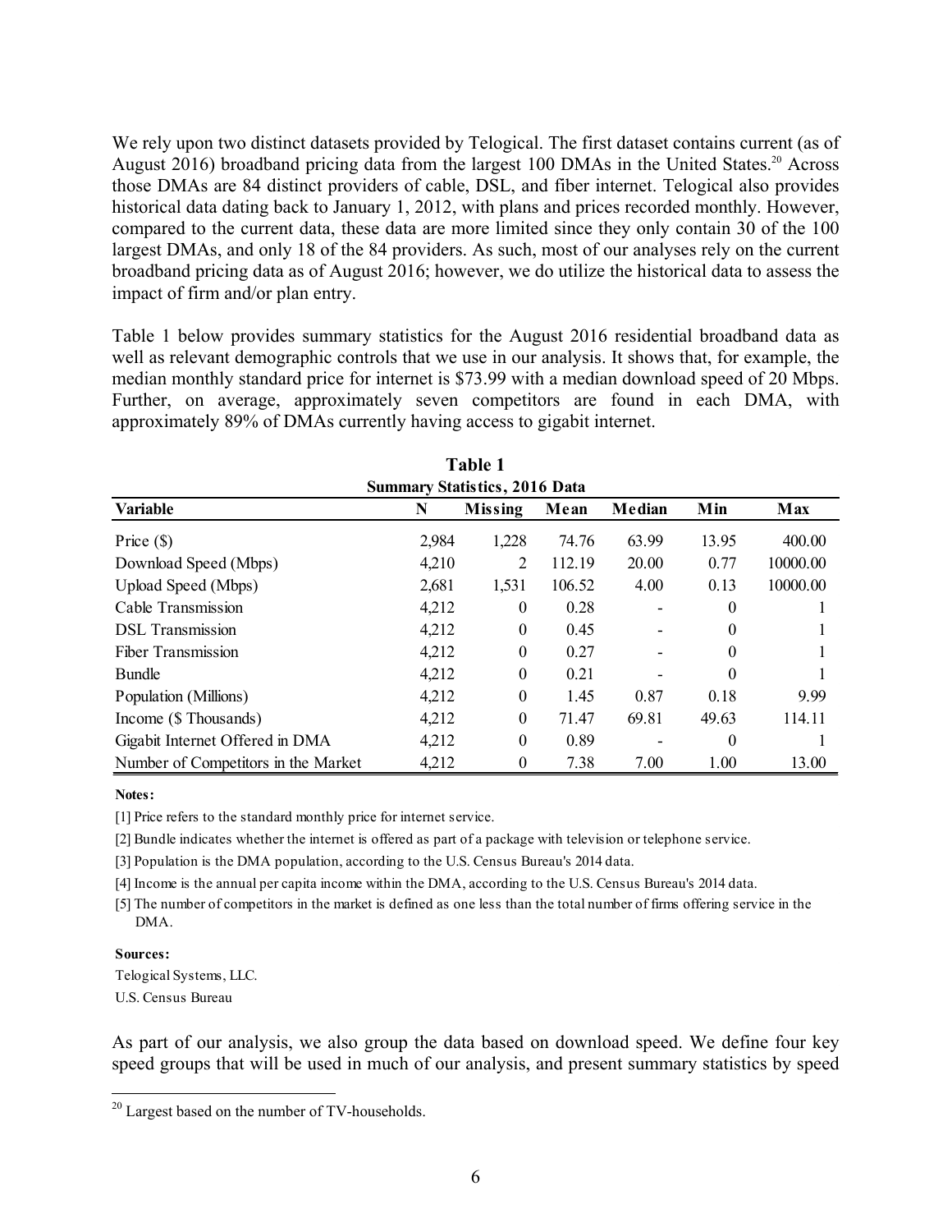We rely upon two distinct datasets provided by Telogical. The first dataset contains current (as of August 2016) broadband pricing data from the largest 100 DMAs in the United States.[20] Across those DMAs are 84 distinct providers of cable, DSL, and fiber internet. Telogical also provides historical data dating back to January 1, 2012, with plans and prices recorded monthly. However, compared to the current data, these data are more limited since they only contain 30 of the 100 largest DMAs, and only 18 of the 84 providers. As such, most of our analyses rely on the current broadband pricing data as of August 2016; however, we do utilize the historical data to assess the impact of firm and/or plan entry.

Table 1 below provides summary statistics for the August 2016 residential broadband data as well as relevant demographic controls that we use in our analysis. It shows that, for example, the median monthly standard price for internet is $73.99 with a median download speed of 20 Mbps. Further, on average, approximately seven competitors are found in each DMA, with approximately 89% of DMAs currently having access to gigabit internet.

**Table 1**
**Summary Statistics, 2016 Data**

| Variable | N | Missing | Mean | Median | Min | Max |
|---|---|---|---|---|---|---|
| Price ($) | 2,984 | 1,228 | 74.76 | 63.99 | 13.95 | 400.00 |
| Download Speed (Mbps) | 4,210 | 2 | 112.19 | 20.00 | 0.77 | 10000.00 |
| Upload Speed (Mbps) | 2,681 | 1,531 | 106.52 | 4.00 | 0.13 | 10000.00 |
| Cable Transmission | 4,212 | 0 | 0.28 | - | 0 | 1 |
| DSL Transmission | 4,212 | 0 | 0.45 | - | 0 | 1 |
| Fiber Transmission | 4,212 | 0 | 0.27 | - | 0 | 1 |
| Bundle | 4,212 | 0 | 0.21 | - | 0 | 1 |
| Population (Millions) | 4,212 | 0 | 1.45 | 0.87 | 0.18 | 9.99 |
| Income ($ Thousands) | 4,212 | 0 | 71.47 | 69.81 | 49.63 | 114.11 |
| Gigabit Internet Offered in DMA | 4,212 | 0 | 0.89 | - | 0 | 1 |
| Number of Competitors in the Market | 4,212 | 0 | 7.38 | 7.00 | 1.00 | 13.00 |

**Notes:**

[1] Price refers to the standard monthly price for internet service.

[2] Bundle indicates whether the internet is offered as part of a package with television or telephone service.

[3] Population is the DMA population, according to the U.S. Census Bureau's 2014 data.

[4] Income is the annual per capita income within the DMA, according to the U.S. Census Bureau's 2014 data.

[5] The number of competitors in the market is defined as one less than the total number of firms offering service in the DMA.

**Sources:**

Telogical Systems, LLC.

U.S. Census Bureau

As part of our analysis, we also group the data based on download speed. We define four key speed groups that will be used in much of our analysis, and present summary statistics by speed

---

[20] Largest based on the number of TV-households.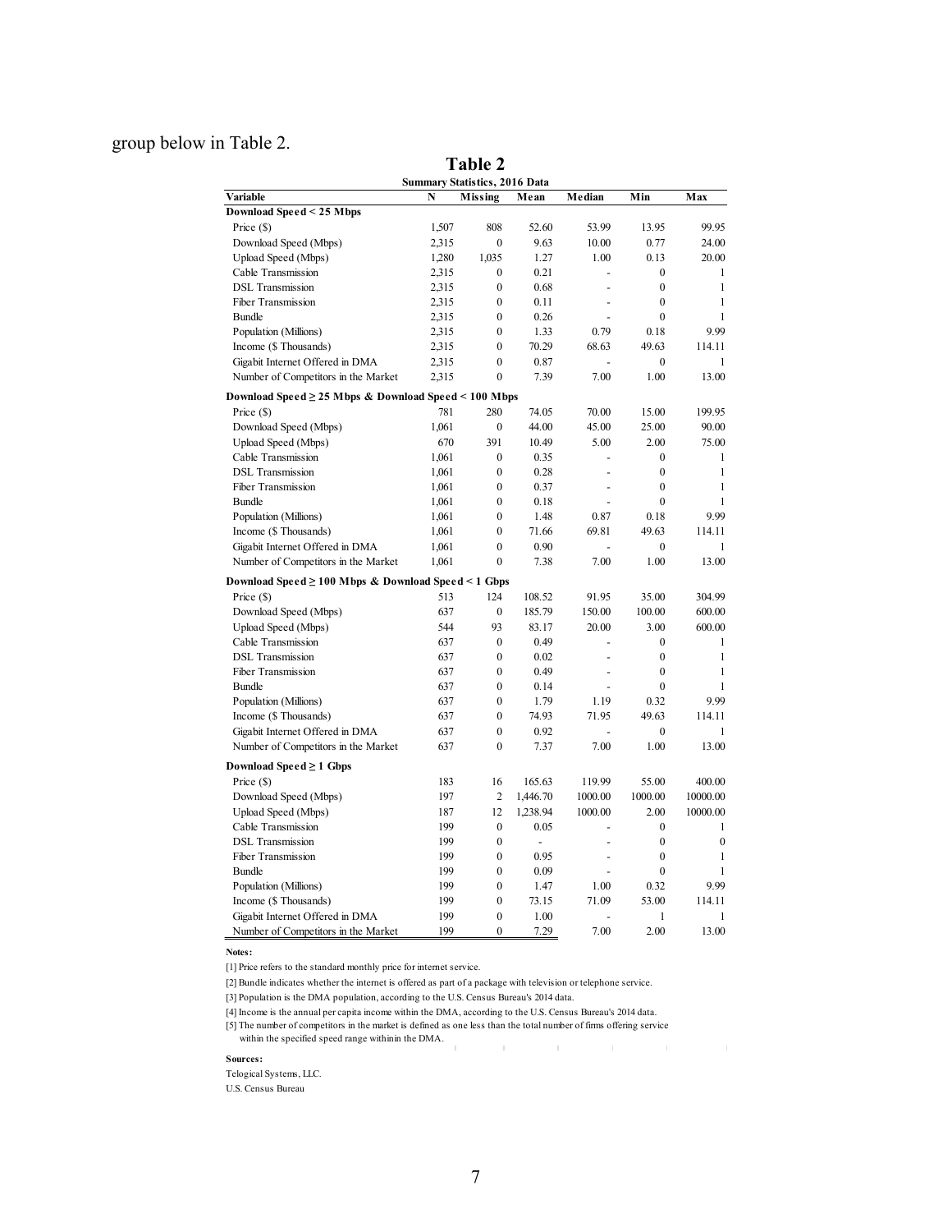group below in Table 2.

**Table 2**

**Summary Statistics, 2016 Data**

| Variable | N | Missing | Mean | Median | Min | Max |
|---|---|---|---|---|---|---|
| **Download Speed < 25 Mbps** | | | | | | |
| Price ($) | 1,507 | 808 | 52.60 | 53.99 | 13.95 | 99.95 |
| Download Speed (Mbps) | 2,315 | 0 | 9.63 | 10.00 | 0.77 | 24.00 |
| Upload Speed (Mbps) | 1,280 | 1,035 | 1.27 | 1.00 | 0.13 | 20.00 |
| Cable Transmission | 2,315 | 0 | 0.21 | - | 0 | 1 |
| DSL Transmission | 2,315 | 0 | 0.68 | - | 0 | 1 |
| Fiber Transmission | 2,315 | 0 | 0.11 | - | 0 | 1 |
| Bundle | 2,315 | 0 | 0.26 | - | 0 | 1 |
| Population (Millions) | 2,315 | 0 | 1.33 | 0.79 | 0.18 | 9.99 |
| Income ($ Thousands) | 2,315 | 0 | 70.29 | 68.63 | 49.63 | 114.11 |
| Gigabit Internet Offered in DMA | 2,315 | 0 | 0.87 | - | 0 | 1 |
| Number of Competitors in the Market | 2,315 | 0 | 7.39 | 7.00 | 1.00 | 13.00 |
| **Download Speed ≥ 25 Mbps & Download Speed < 100 Mbps** | | | | | | |
| Price ($) | 781 | 280 | 74.05 | 70.00 | 15.00 | 199.95 |
| Download Speed (Mbps) | 1,061 | 0 | 44.00 | 45.00 | 25.00 | 90.00 |
| Upload Speed (Mbps) | 670 | 391 | 10.49 | 5.00 | 2.00 | 75.00 |
| Cable Transmission | 1,061 | 0 | 0.35 | - | 0 | 1 |
| DSL Transmission | 1,061 | 0 | 0.28 | - | 0 | 1 |
| Fiber Transmission | 1,061 | 0 | 0.37 | - | 0 | 1 |
| Bundle | 1,061 | 0 | 0.18 | - | 0 | 1 |
| Population (Millions) | 1,061 | 0 | 1.48 | 0.87 | 0.18 | 9.99 |
| Income ($ Thousands) | 1,061 | 0 | 71.66 | 69.81 | 49.63 | 114.11 |
| Gigabit Internet Offered in DMA | 1,061 | 0 | 0.90 | - | 0 | 1 |
| Number of Competitors in the Market | 1,061 | 0 | 7.38 | 7.00 | 1.00 | 13.00 |
| **Download Speed ≥ 100 Mbps & Download Speed < 1 Gbps** | | | | | | |
| Price ($) | 513 | 124 | 108.52 | 91.95 | 35.00 | 304.99 |
| Download Speed (Mbps) | 637 | 0 | 185.79 | 150.00 | 100.00 | 600.00 |
| Upload Speed (Mbps) | 544 | 93 | 83.17 | 20.00 | 3.00 | 600.00 |
| Cable Transmission | 637 | 0 | 0.49 | - | 0 | 1 |
| DSL Transmission | 637 | 0 | 0.02 | - | 0 | 1 |
| Fiber Transmission | 637 | 0 | 0.49 | - | 0 | 1 |
| Bundle | 637 | 0 | 0.14 | - | 0 | 1 |
| Population (Millions) | 637 | 0 | 1.79 | 1.19 | 0.32 | 9.99 |
| Income ($ Thousands) | 637 | 0 | 74.93 | 71.95 | 49.63 | 114.11 |
| Gigabit Internet Offered in DMA | 637 | 0 | 0.92 | - | 0 | 1 |
| Number of Competitors in the Market | 637 | 0 | 7.37 | 7.00 | 1.00 | 13.00 |
| **Download Speed ≥ 1 Gbps** | | | | | | |
| Price ($) | 183 | 16 | 165.63 | 119.99 | 55.00 | 400.00 |
| Download Speed (Mbps) | 197 | 2 | 1,446.70 | 1000.00 | 1000.00 | 10000.00 |
| Upload Speed (Mbps) | 187 | 12 | 1,238.94 | 1000.00 | 2.00 | 10000.00 |
| Cable Transmission | 199 | 0 | 0.05 | - | 0 | 1 |
| DSL Transmission | 199 | 0 | - | - | 0 | 0 |
| Fiber Transmission | 199 | 0 | 0.95 | - | 0 | 1 |
| Bundle | 199 | 0 | 0.09 | - | 0 | 1 |
| Population (Millions) | 199 | 0 | 1.47 | 1.00 | 0.32 | 9.99 |
| Income ($ Thousands) | 199 | 0 | 73.15 | 71.09 | 53.00 | 114.11 |
| Gigabit Internet Offered in DMA | 199 | 0 | 1.00 | - | 1 | 1 |
| Number of Competitors in the Market | 199 | 0 | 7.29 | 7.00 | 2.00 | 13.00 |

**Notes:**

[1] Price refers to the standard monthly price for internet service.

[2] Bundle indicates whether the internet is offered as part of a package with television or telephone service.

[3] Population is the DMA population, according to the U.S. Census Bureau's 2014 data.

[4] Income is the annual per capita income within the DMA, according to the U.S. Census Bureau's 2014 data.

[5] The number of competitors in the market is defined as one less than the total number of firms offering service within the specified speed range withinin the DMA.

**Sources:**

Telogical Systems, LLC.

U.S. Census Bureau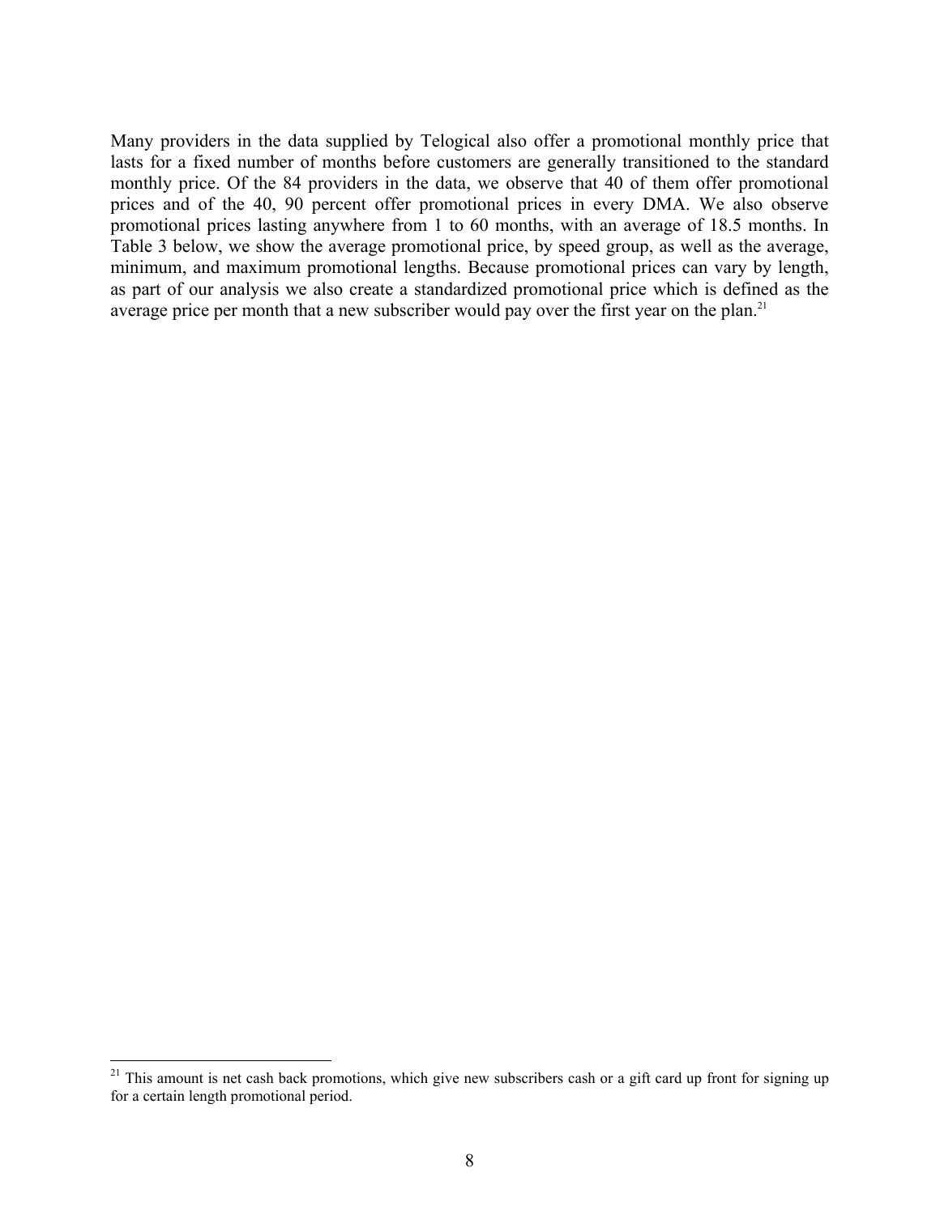Many providers in the data supplied by Telogical also offer a promotional monthly price that lasts for a fixed number of months before customers are generally transitioned to the standard monthly price. Of the 84 providers in the data, we observe that 40 of them offer promotional prices and of the 40, 90 percent offer promotional prices in every DMA. We also observe promotional prices lasting anywhere from 1 to 60 months, with an average of 18.5 months. In Table 3 below, we show the average promotional price, by speed group, as well as the average, minimum, and maximum promotional lengths. Because promotional prices can vary by length, as part of our analysis we also create a standardized promotional price which is defined as the average price per month that a new subscriber would pay over the first year on the plan.[21]

[21] This amount is net cash back promotions, which give new subscribers cash or a gift card up front for signing up for a certain length promotional period.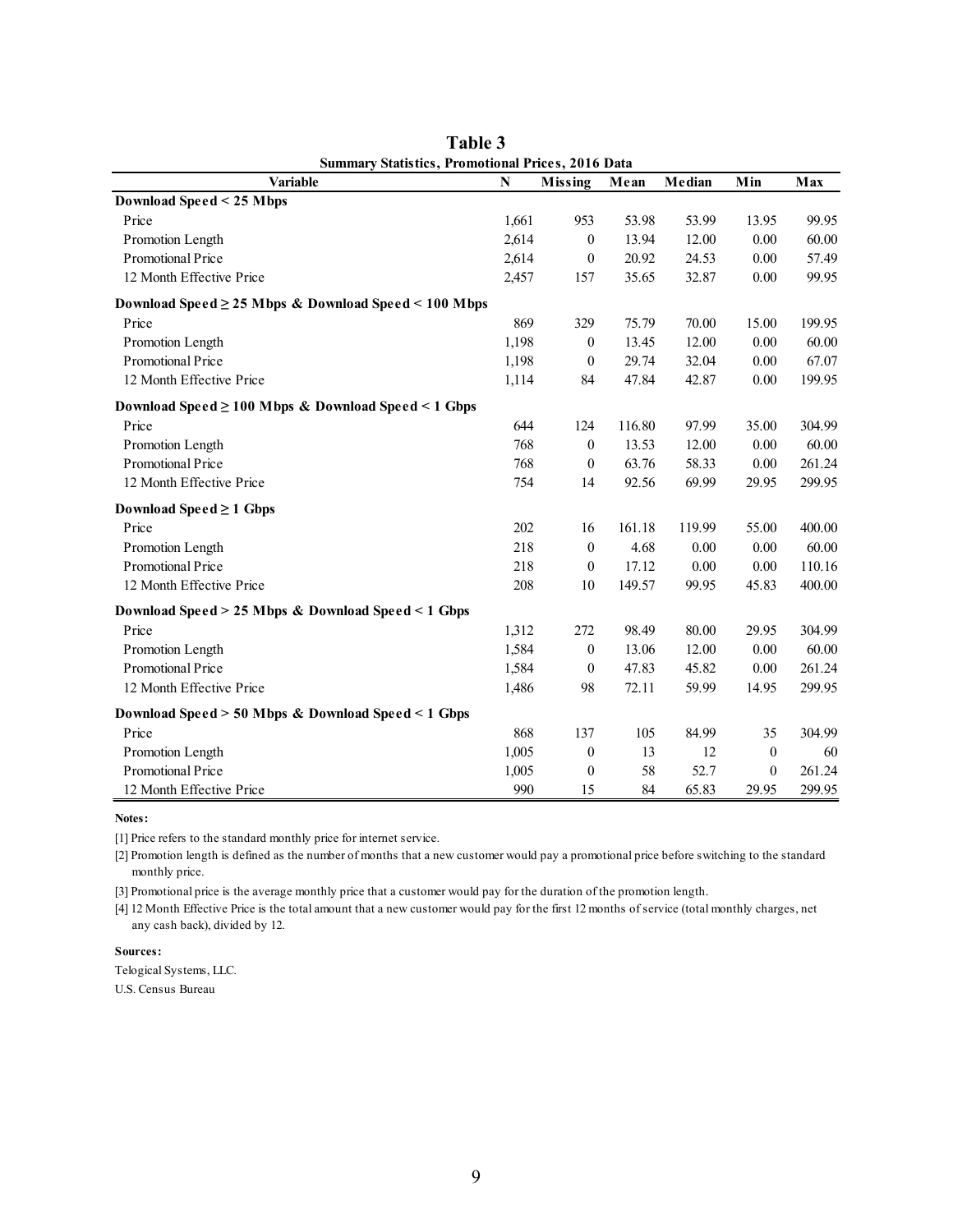## Table 3

**Summary Statistics, Promotional Prices, 2016 Data**

| Variable | N | Missing | Mean | Median | Min | Max |
|---|---|---|---|---|---|---|
| **Download Speed < 25 Mbps** | | | | | | |
| Price | 1,661 | 953 | 53.98 | 53.99 | 13.95 | 99.95 |
| Promotion Length | 2,614 | 0 | 13.94 | 12.00 | 0.00 | 60.00 |
| Promotional Price | 2,614 | 0 | 20.92 | 24.53 | 0.00 | 57.49 |
| 12 Month Effective Price | 2,457 | 157 | 35.65 | 32.87 | 0.00 | 99.95 |
| **Download Speed ≥ 25 Mbps & Download Speed < 100 Mbps** | | | | | | |
| Price | 869 | 329 | 75.79 | 70.00 | 15.00 | 199.95 |
| Promotion Length | 1,198 | 0 | 13.45 | 12.00 | 0.00 | 60.00 |
| Promotional Price | 1,198 | 0 | 29.74 | 32.04 | 0.00 | 67.07 |
| 12 Month Effective Price | 1,114 | 84 | 47.84 | 42.87 | 0.00 | 199.95 |
| **Download Speed ≥ 100 Mbps & Download Speed < 1 Gbps** | | | | | | |
| Price | 644 | 124 | 116.80 | 97.99 | 35.00 | 304.99 |
| Promotion Length | 768 | 0 | 13.53 | 12.00 | 0.00 | 60.00 |
| Promotional Price | 768 | 0 | 63.76 | 58.33 | 0.00 | 261.24 |
| 12 Month Effective Price | 754 | 14 | 92.56 | 69.99 | 29.95 | 299.95 |
| **Download Speed ≥ 1 Gbps** | | | | | | |
| Price | 202 | 16 | 161.18 | 119.99 | 55.00 | 400.00 |
| Promotion Length | 218 | 0 | 4.68 | 0.00 | 0.00 | 60.00 |
| Promotional Price | 218 | 0 | 17.12 | 0.00 | 0.00 | 110.16 |
| 12 Month Effective Price | 208 | 10 | 149.57 | 99.95 | 45.83 | 400.00 |
| **Download Speed > 25 Mbps & Download Speed < 1 Gbps** | | | | | | |
| Price | 1,312 | 272 | 98.49 | 80.00 | 29.95 | 304.99 |
| Promotion Length | 1,584 | 0 | 13.06 | 12.00 | 0.00 | 60.00 |
| Promotional Price | 1,584 | 0 | 47.83 | 45.82 | 0.00 | 261.24 |
| 12 Month Effective Price | 1,486 | 98 | 72.11 | 59.99 | 14.95 | 299.95 |
| **Download Speed > 50 Mbps & Download Speed < 1 Gbps** | | | | | | |
| Price | 868 | 137 | 105 | 84.99 | 35 | 304.99 |
| Promotion Length | 1,005 | 0 | 13 | 12 | 0 | 60 |
| Promotional Price | 1,005 | 0 | 58 | 52.7 | 0 | 261.24 |
| 12 Month Effective Price | 990 | 15 | 84 | 65.83 | 29.95 | 299.95 |

**Notes:**

[1] Price refers to the standard monthly price for internet service.

[2] Promotion length is defined as the number of months that a new customer would pay a promotional price before switching to the standard monthly price.

[3] Promotional price is the average monthly price that a customer would pay for the duration of the promotion length.

[4] 12 Month Effective Price is the total amount that a new customer would pay for the first 12 months of service (total monthly charges, net any cash back), divided by 12.

**Sources:**

Telogical Systems, LLC.

U.S. Census Bureau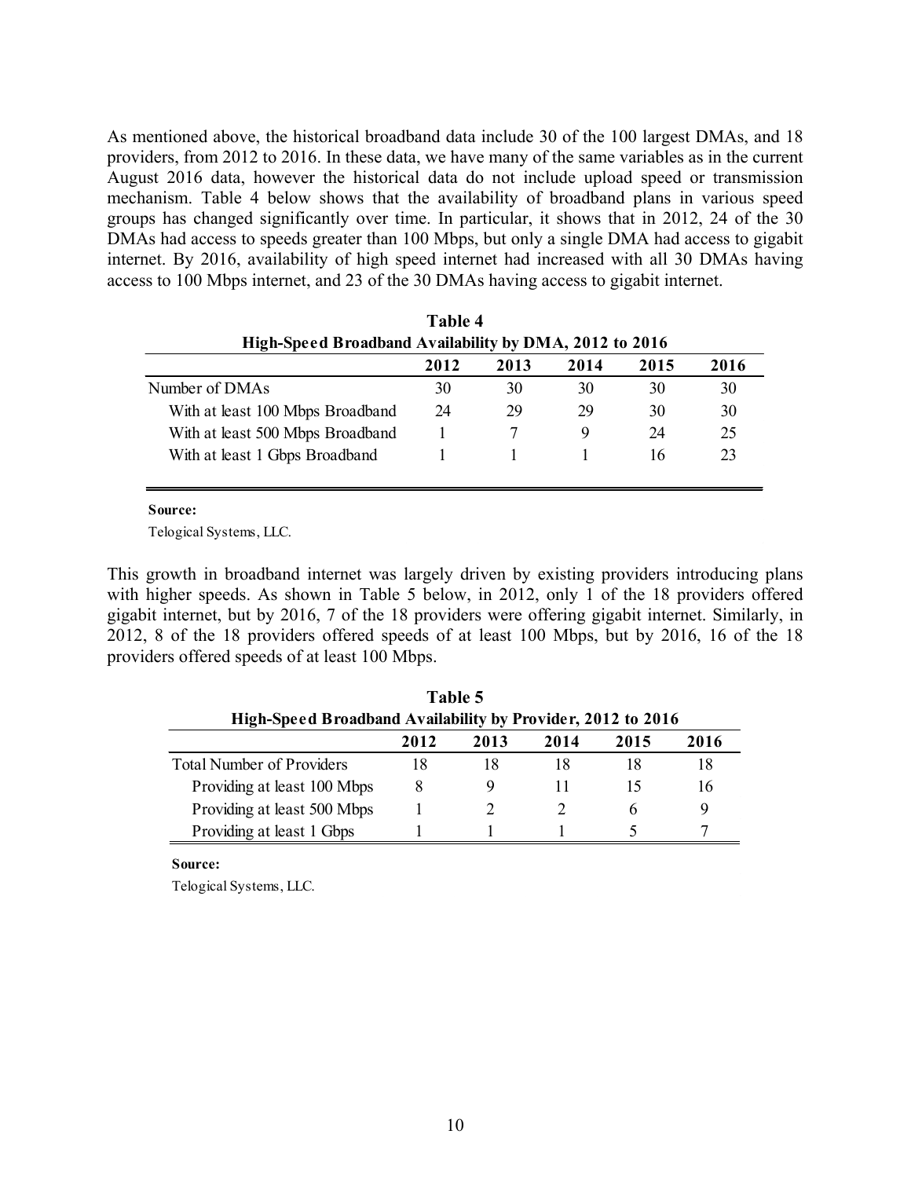As mentioned above, the historical broadband data include 30 of the 100 largest DMAs, and 18 providers, from 2012 to 2016. In these data, we have many of the same variables as in the current August 2016 data, however the historical data do not include upload speed or transmission mechanism. Table 4 below shows that the availability of broadband plans in various speed groups has changed significantly over time. In particular, it shows that in 2012, 24 of the 30 DMAs had access to speeds greater than 100 Mbps, but only a single DMA had access to gigabit internet. By 2016, availability of high speed internet had increased with all 30 DMAs having access to 100 Mbps internet, and 23 of the 30 DMAs having access to gigabit internet.

**Table 4**
**High-Speed Broadband Availability by DMA, 2012 to 2016**

| | 2012 | 2013 | 2014 | 2015 | 2016 |
|---|---|---|---|---|---|
| Number of DMAs | 30 | 30 | 30 | 30 | 30 |
| With at least 100 Mbps Broadband | 24 | 29 | 29 | 30 | 30 |
| With at least 500 Mbps Broadband | 1 | 7 | 9 | 24 | 25 |
| With at least 1 Gbps Broadband | 1 | 1 | 1 | 16 | 23 |

**Source:**
Telogical Systems, LLC.

This growth in broadband internet was largely driven by existing providers introducing plans with higher speeds. As shown in Table 5 below, in 2012, only 1 of the 18 providers offered gigabit internet, but by 2016, 7 of the 18 providers were offering gigabit internet. Similarly, in 2012, 8 of the 18 providers offered speeds of at least 100 Mbps, but by 2016, 16 of the 18 providers offered speeds of at least 100 Mbps.

**Table 5**
**High-Speed Broadband Availability by Provider, 2012 to 2016**

| | 2012 | 2013 | 2014 | 2015 | 2016 |
|---|---|---|---|---|---|
| Total Number of Providers | 18 | 18 | 18 | 18 | 18 |
| Providing at least 100 Mbps | 8 | 9 | 11 | 15 | 16 |
| Providing at least 500 Mbps | 1 | 2 | 2 | 6 | 9 |
| Providing at least 1 Gbps | 1 | 1 | 1 | 5 | 7 |

**Source:**
Telogical Systems, LLC.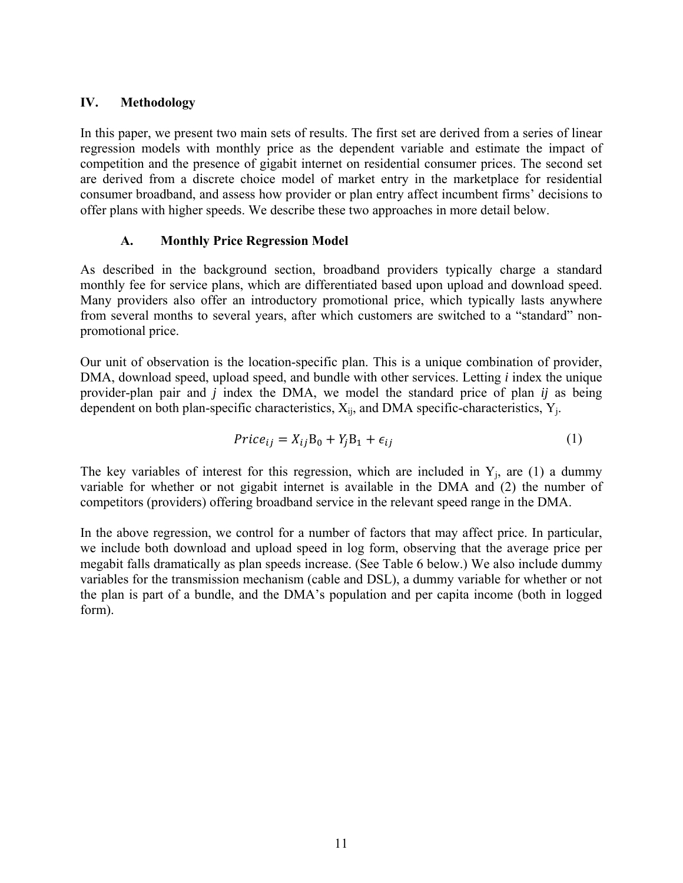## IV. Methodology

In this paper, we present two main sets of results. The first set are derived from a series of linear regression models with monthly price as the dependent variable and estimate the impact of competition and the presence of gigabit internet on residential consumer prices. The second set are derived from a discrete choice model of market entry in the marketplace for residential consumer broadband, and assess how provider or plan entry affect incumbent firms' decisions to offer plans with higher speeds. We describe these two approaches in more detail below.

### A. Monthly Price Regression Model

As described in the background section, broadband providers typically charge a standard monthly fee for service plans, which are differentiated based upon upload and download speed. Many providers also offer an introductory promotional price, which typically lasts anywhere from several months to several years, after which customers are switched to a "standard" non-promotional price.

Our unit of observation is the location-specific plan. This is a unique combination of provider, DMA, download speed, upload speed, and bundle with other services. Letting *i* index the unique provider-plan pair and *j* index the DMA, we model the standard price of plan *ij* as being dependent on both plan-specific characteristics, $X_{ij}$, and DMA specific-characteristics, $Y_j$.

$$Price_{ij} = X_{ij}B_0 + Y_jB_1 + \epsilon_{ij} \tag{1}$$

The key variables of interest for this regression, which are included in $Y_j$, are (1) a dummy variable for whether or not gigabit internet is available in the DMA and (2) the number of competitors (providers) offering broadband service in the relevant speed range in the DMA.

In the above regression, we control for a number of factors that may affect price. In particular, we include both download and upload speed in log form, observing that the average price per megabit falls dramatically as plan speeds increase. (See Table 6 below.) We also include dummy variables for the transmission mechanism (cable and DSL), a dummy variable for whether or not the plan is part of a bundle, and the DMA's population and per capita income (both in logged form).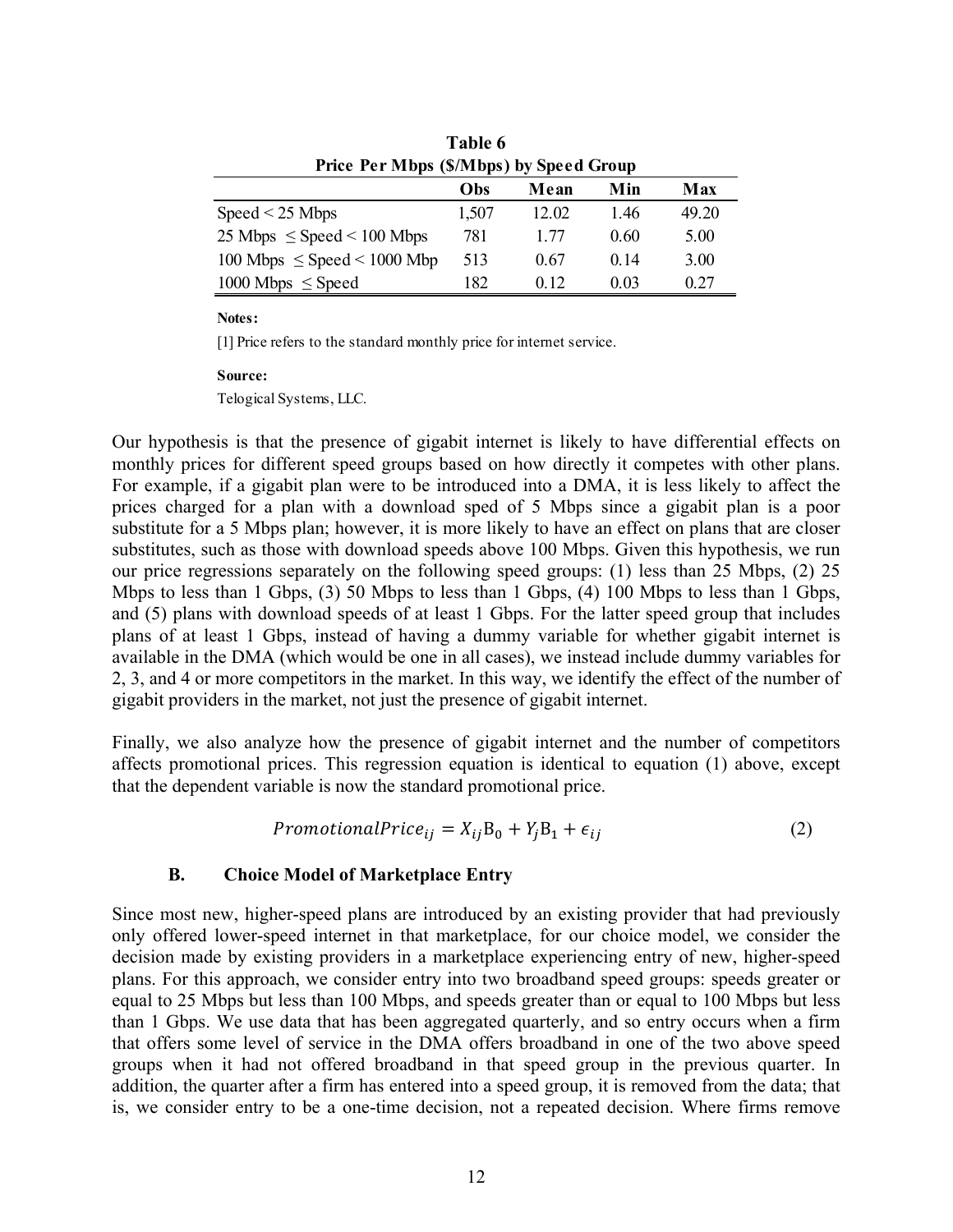**Table 6**
**Price Per Mbps ($/Mbps) by Speed Group**

| | Obs | Mean | Min | Max |
|---|---|---|---|---|
| Speed < 25 Mbps | 1,507 | 12.02 | 1.46 | 49.20 |
| 25 Mbps ≤ Speed < 100 Mbps | 781 | 1.77 | 0.60 | 5.00 |
| 100 Mbps ≤ Speed < 1000 Mbp | 513 | 0.67 | 0.14 | 3.00 |
| 1000 Mbps ≤ Speed | 182 | 0.12 | 0.03 | 0.27 |

**Notes:**

[1] Price refers to the standard monthly price for internet service.

**Source:**

Telogical Systems, LLC.

Our hypothesis is that the presence of gigabit internet is likely to have differential effects on monthly prices for different speed groups based on how directly it competes with other plans. For example, if a gigabit plan were to be introduced into a DMA, it is less likely to affect the prices charged for a plan with a download sped of 5 Mbps since a gigabit plan is a poor substitute for a 5 Mbps plan; however, it is more likely to have an effect on plans that are closer substitutes, such as those with download speeds above 100 Mbps. Given this hypothesis, we run our price regressions separately on the following speed groups: (1) less than 25 Mbps, (2) 25 Mbps to less than 1 Gbps, (3) 50 Mbps to less than 1 Gbps, (4) 100 Mbps to less than 1 Gbps, and (5) plans with download speeds of at least 1 Gbps. For the latter speed group that includes plans of at least 1 Gbps, instead of having a dummy variable for whether gigabit internet is available in the DMA (which would be one in all cases), we instead include dummy variables for 2, 3, and 4 or more competitors in the market. In this way, we identify the effect of the number of gigabit providers in the market, not just the presence of gigabit internet.

Finally, we also analyze how the presence of gigabit internet and the number of competitors affects promotional prices. This regression equation is identical to equation (1) above, except that the dependent variable is now the standard promotional price.

$$PromotionalPrice_{ij} = X_{ij}\mathrm{B}_0 + Y_j\mathrm{B}_1 + \epsilon_{ij} \tag{2}$$

### B. Choice Model of Marketplace Entry

Since most new, higher-speed plans are introduced by an existing provider that had previously only offered lower-speed internet in that marketplace, for our choice model, we consider the decision made by existing providers in a marketplace experiencing entry of new, higher-speed plans. For this approach, we consider entry into two broadband speed groups: speeds greater or equal to 25 Mbps but less than 100 Mbps, and speeds greater than or equal to 100 Mbps but less than 1 Gbps. We use data that has been aggregated quarterly, and so entry occurs when a firm that offers some level of service in the DMA offers broadband in one of the two above speed groups when it had not offered broadband in that speed group in the previous quarter. In addition, the quarter after a firm has entered into a speed group, it is removed from the data; that is, we consider entry to be a one-time decision, not a repeated decision. Where firms remove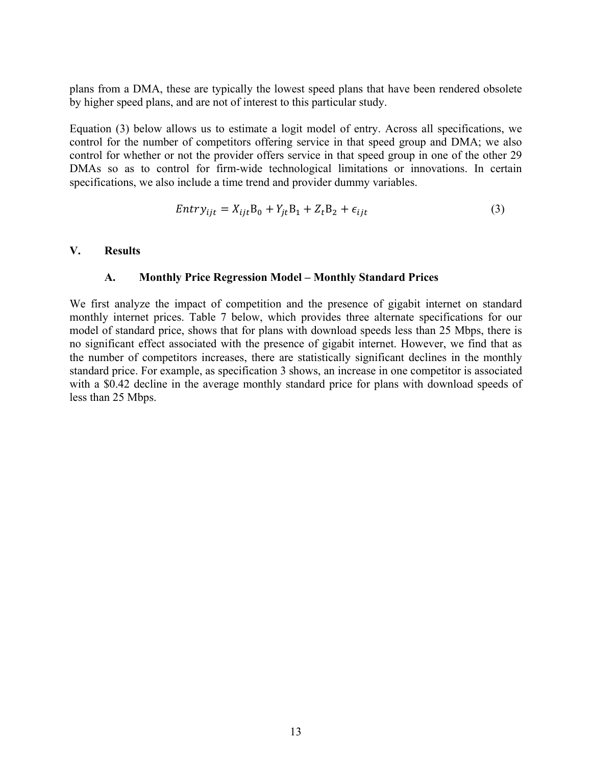plans from a DMA, these are typically the lowest speed plans that have been rendered obsolete by higher speed plans, and are not of interest to this particular study.

Equation (3) below allows us to estimate a logit model of entry. Across all specifications, we control for the number of competitors offering service in that speed group and DMA; we also control for whether or not the provider offers service in that speed group in one of the other 29 DMAs so as to control for firm-wide technological limitations or innovations. In certain specifications, we also include a time trend and provider dummy variables.

$$Entry_{ijt} = X_{ijt}\mathrm{B}_0 + Y_{jt}\mathrm{B}_1 + Z_t\mathrm{B}_2 + \epsilon_{ijt} \tag{3}$$

## V. Results

### A. Monthly Price Regression Model – Monthly Standard Prices

We first analyze the impact of competition and the presence of gigabit internet on standard monthly internet prices. Table 7 below, which provides three alternate specifications for our model of standard price, shows that for plans with download speeds less than 25 Mbps, there is no significant effect associated with the presence of gigabit internet. However, we find that as the number of competitors increases, there are statistically significant declines in the monthly standard price. For example, as specification 3 shows, an increase in one competitor is associated with a $0.42 decline in the average monthly standard price for plans with download speeds of less than 25 Mbps.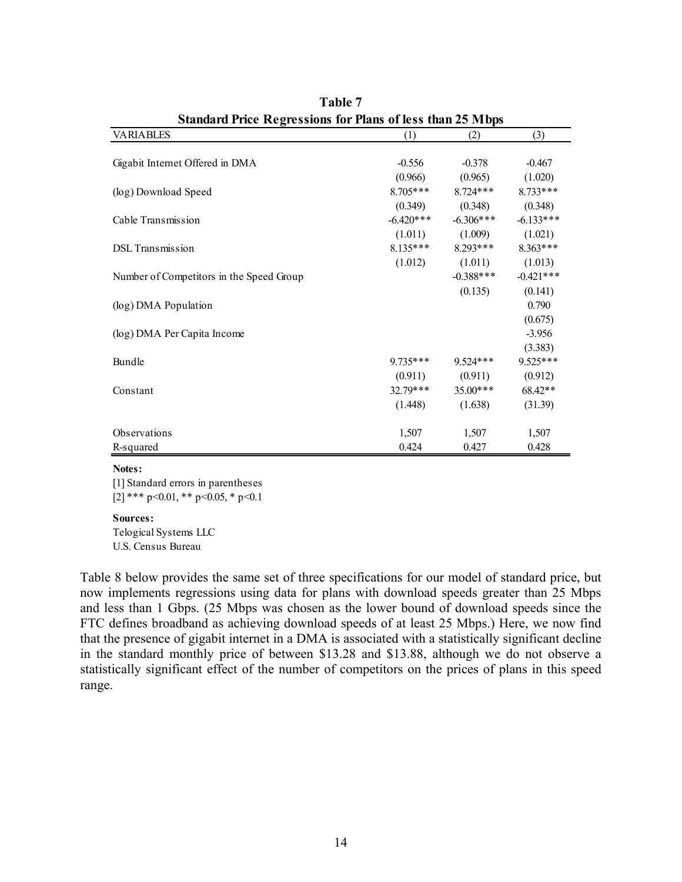**Table 7**

**Standard Price Regressions for Plans of less than 25 Mbps**

| VARIABLES | (1) | (2) | (3) |
|---|---|---|---|
| Gigabit Internet Offered in DMA | -0.556 | -0.378 | -0.467 |
| | (0.966) | (0.965) | (1.020) |
| (log) Download Speed | 8.705*** | 8.724*** | 8.733*** |
| | (0.349) | (0.348) | (0.348) |
| Cable Transmission | -6.420*** | -6.306*** | -6.133*** |
| | (1.011) | (1.009) | (1.021) |
| DSL Transmission | 8.135*** | 8.293*** | 8.363*** |
| | (1.012) | (1.011) | (1.013) |
| Number of Competitors in the Speed Group | | -0.388*** | -0.421*** |
| | | (0.135) | (0.141) |
| (log) DMA Population | | | 0.790 |
| | | | (0.675) |
| (log) DMA Per Capita Income | | | -3.956 |
| | | | (3.383) |
| Bundle | 9.735*** | 9.524*** | 9.525*** |
| | (0.911) | (0.911) | (0.912) |
| Constant | 32.79*** | 35.00*** | 68.42** |
| | (1.448) | (1.638) | (31.39) |
| Observations | 1,507 | 1,507 | 1,507 |
| R-squared | 0.424 | 0.427 | 0.428 |

**Notes:**

[1] Standard errors in parentheses

[2] *** p<0.01, ** p<0.05, * p<0.1

**Sources:**

Telogical Systems LLC

U.S. Census Bureau

Table 8 below provides the same set of three specifications for our model of standard price, but now implements regressions using data for plans with download speeds greater than 25 Mbps and less than 1 Gbps. (25 Mbps was chosen as the lower bound of download speeds since the FTC defines broadband as achieving download speeds of at least 25 Mbps.) Here, we now find that the presence of gigabit internet in a DMA is associated with a statistically significant decline in the standard monthly price of between $13.28 and $13.88, although we do not observe a statistically significant effect of the number of competitors on the prices of plans in this speed range.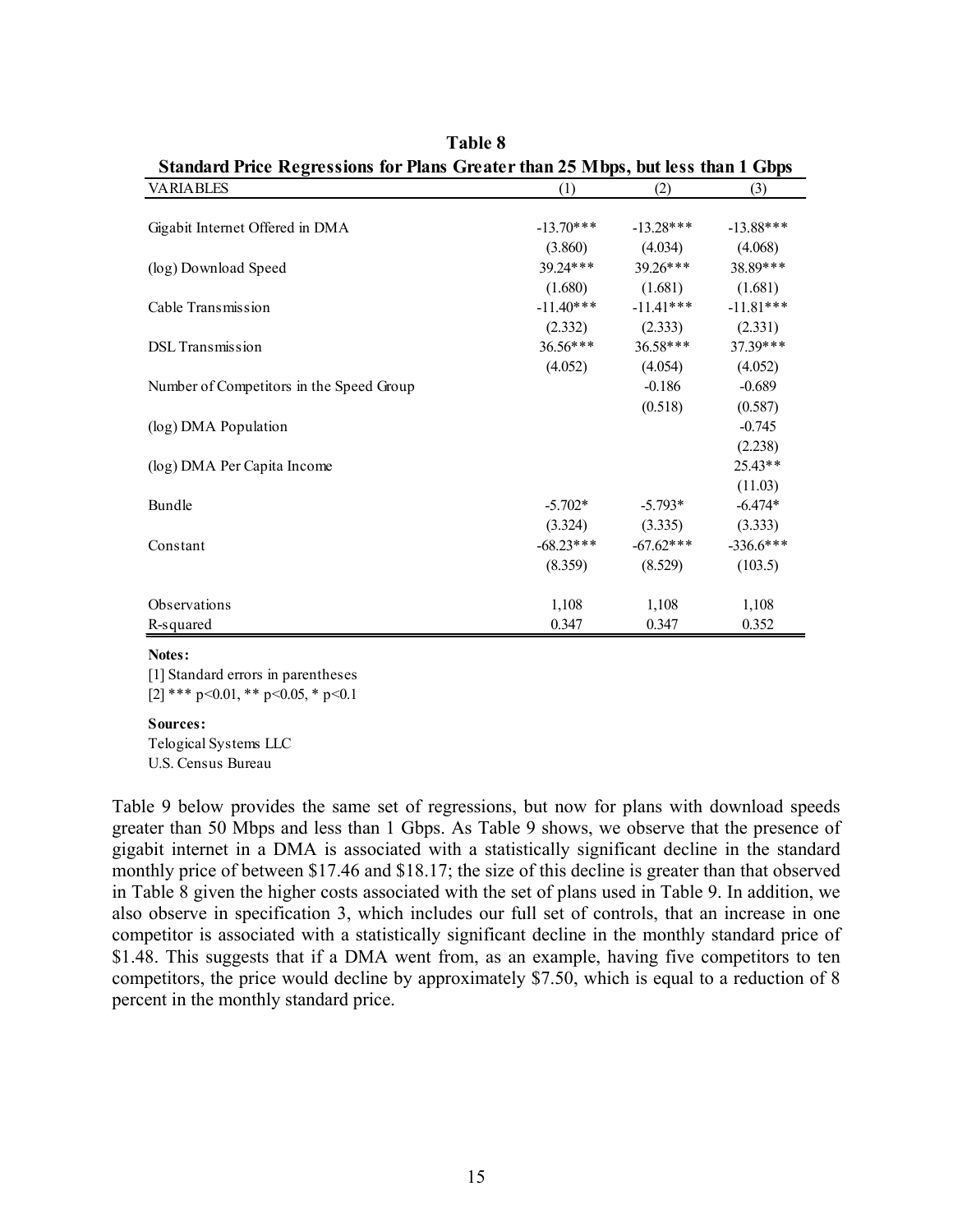**Table 8**

**Standard Price Regressions for Plans Greater than 25 Mbps, but less than 1 Gbps**

| VARIABLES | (1) | (2) | (3) |
|---|---|---|---|
| Gigabit Internet Offered in DMA | -13.70*** | -13.28*** | -13.88*** |
| | (3.860) | (4.034) | (4.068) |
| (log) Download Speed | 39.24*** | 39.26*** | 38.89*** |
| | (1.680) | (1.681) | (1.681) |
| Cable Transmission | -11.40*** | -11.41*** | -11.81*** |
| | (2.332) | (2.333) | (2.331) |
| DSL Transmission | 36.56*** | 36.58*** | 37.39*** |
| | (4.052) | (4.054) | (4.052) |
| Number of Competitors in the Speed Group | | -0.186 | -0.689 |
| | | (0.518) | (0.587) |
| (log) DMA Population | | | -0.745 |
| | | | (2.238) |
| (log) DMA Per Capita Income | | | 25.43** |
| | | | (11.03) |
| Bundle | -5.702* | -5.793* | -6.474* |
| | (3.324) | (3.335) | (3.333) |
| Constant | -68.23*** | -67.62*** | -336.6*** |
| | (8.359) | (8.529) | (103.5) |
| Observations | 1,108 | 1,108 | 1,108 |
| R-squared | 0.347 | 0.347 | 0.352 |

**Notes:**

[1] Standard errors in parentheses

[2] *** p<0.01, ** p<0.05, * p<0.1

**Sources:**

Telogical Systems LLC

U.S. Census Bureau

Table 9 below provides the same set of regressions, but now for plans with download speeds greater than 50 Mbps and less than 1 Gbps. As Table 9 shows, we observe that the presence of gigabit internet in a DMA is associated with a statistically significant decline in the standard monthly price of between $17.46 and $18.17; the size of this decline is greater than that observed in Table 8 given the higher costs associated with the set of plans used in Table 9. In addition, we also observe in specification 3, which includes our full set of controls, that an increase in one competitor is associated with a statistically significant decline in the monthly standard price of $1.48. This suggests that if a DMA went from, as an example, having five competitors to ten competitors, the price would decline by approximately $7.50, which is equal to a reduction of 8 percent in the monthly standard price.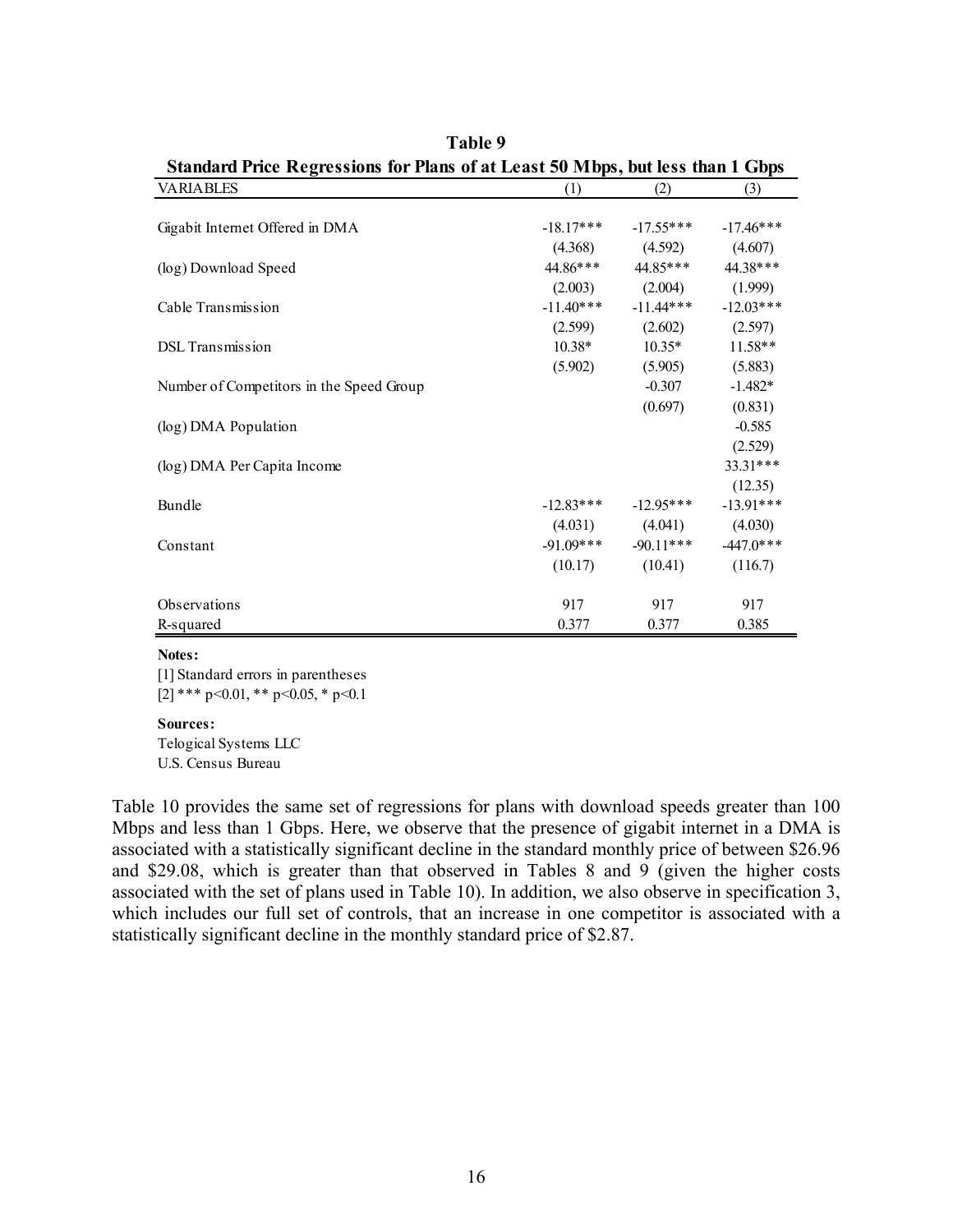**Table 9**

**Standard Price Regressions for Plans of at Least 50 Mbps, but less than 1 Gbps**

| VARIABLES | (1) | (2) | (3) |
|---|---|---|---|
| Gigabit Internet Offered in DMA | -18.17*** | -17.55*** | -17.46*** |
| | (4.368) | (4.592) | (4.607) |
| (log) Download Speed | 44.86*** | 44.85*** | 44.38*** |
| | (2.003) | (2.004) | (1.999) |
| Cable Transmission | -11.40*** | -11.44*** | -12.03*** |
| | (2.599) | (2.602) | (2.597) |
| DSL Transmission | 10.38* | 10.35* | 11.58** |
| | (5.902) | (5.905) | (5.883) |
| Number of Competitors in the Speed Group | | -0.307 | -1.482* |
| | | (0.697) | (0.831) |
| (log) DMA Population | | | -0.585 |
| | | | (2.529) |
| (log) DMA Per Capita Income | | | 33.31*** |
| | | | (12.35) |
| Bundle | -12.83*** | -12.95*** | -13.91*** |
| | (4.031) | (4.041) | (4.030) |
| Constant | -91.09*** | -90.11*** | -447.0*** |
| | (10.17) | (10.41) | (116.7) |
| | | | |
| Observations | 917 | 917 | 917 |
| R-squared | 0.377 | 0.377 | 0.385 |

**Notes:**

[1] Standard errors in parentheses

[2] *** p<0.01, ** p<0.05, * p<0.1

**Sources:**

Telogical Systems LLC

U.S. Census Bureau

Table 10 provides the same set of regressions for plans with download speeds greater than 100 Mbps and less than 1 Gbps. Here, we observe that the presence of gigabit internet in a DMA is associated with a statistically significant decline in the standard monthly price of between $26.96 and $29.08, which is greater than that observed in Tables 8 and 9 (given the higher costs associated with the set of plans used in Table 10). In addition, we also observe in specification 3, which includes our full set of controls, that an increase in one competitor is associated with a statistically significant decline in the monthly standard price of $2.87.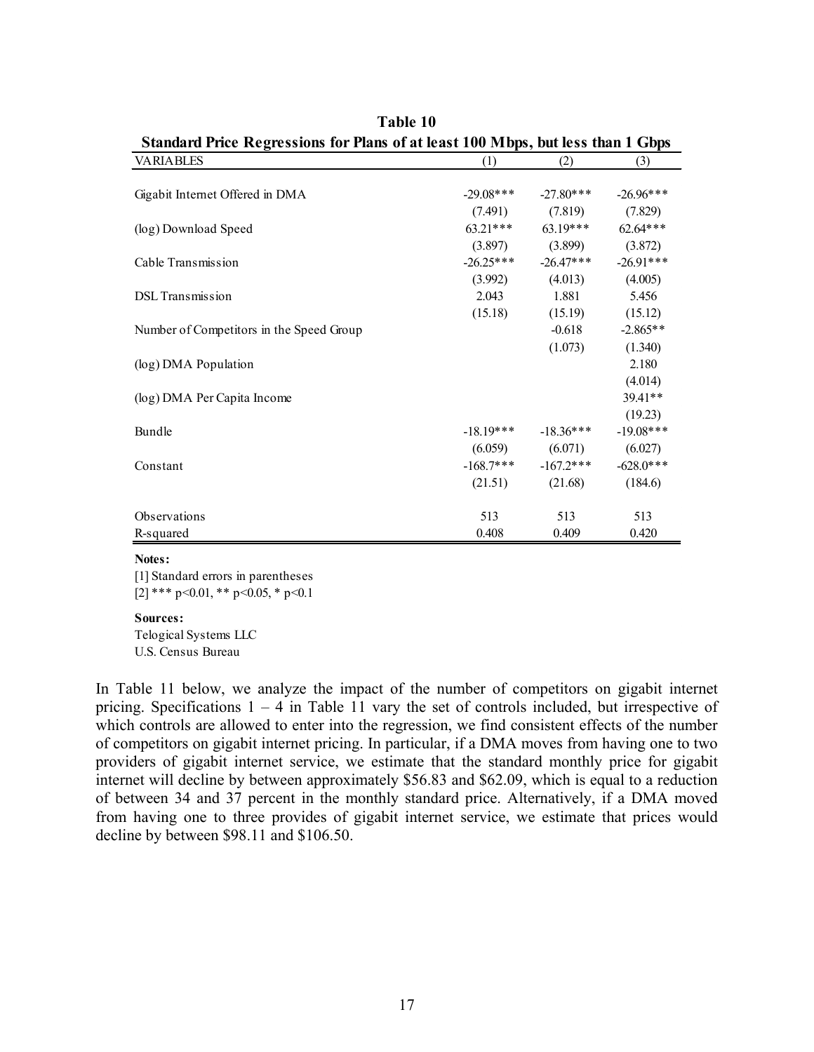**Table 10**
**Standard Price Regressions for Plans of at least 100 Mbps, but less than 1 Gbps**

| VARIABLES | (1) | (2) | (3) |
|---|---|---|---|
| Gigabit Internet Offered in DMA | -29.08*** | -27.80*** | -26.96*** |
| | (7.491) | (7.819) | (7.829) |
| (log) Download Speed | 63.21*** | 63.19*** | 62.64*** |
| | (3.897) | (3.899) | (3.872) |
| Cable Transmission | -26.25*** | -26.47*** | -26.91*** |
| | (3.992) | (4.013) | (4.005) |
| DSL Transmission | 2.043 | 1.881 | 5.456 |
| | (15.18) | (15.19) | (15.12) |
| Number of Competitors in the Speed Group | | -0.618 | -2.865** |
| | | (1.073) | (1.340) |
| (log) DMA Population | | | 2.180 |
| | | | (4.014) |
| (log) DMA Per Capita Income | | | 39.41** |
| | | | (19.23) |
| Bundle | -18.19*** | -18.36*** | -19.08*** |
| | (6.059) | (6.071) | (6.027) |
| Constant | -168.7*** | -167.2*** | -628.0*** |
| | (21.51) | (21.68) | (184.6) |
| Observations | 513 | 513 | 513 |
| R-squared | 0.408 | 0.409 | 0.420 |

**Notes:**
[1] Standard errors in parentheses
[2] *** p<0.01, ** p<0.05, * p<0.1

**Sources:**
Telogical Systems LLC
U.S. Census Bureau

In Table 11 below, we analyze the impact of the number of competitors on gigabit internet pricing. Specifications 1 – 4 in Table 11 vary the set of controls included, but irrespective of which controls are allowed to enter into the regression, we find consistent effects of the number of competitors on gigabit internet pricing. In particular, if a DMA moves from having one to two providers of gigabit internet service, we estimate that the standard monthly price for gigabit internet will decline by between approximately $56.83 and $62.09, which is equal to a reduction of between 34 and 37 percent in the monthly standard price. Alternatively, if a DMA moved from having one to three provides of gigabit internet service, we estimate that prices would decline by between $98.11 and $106.50.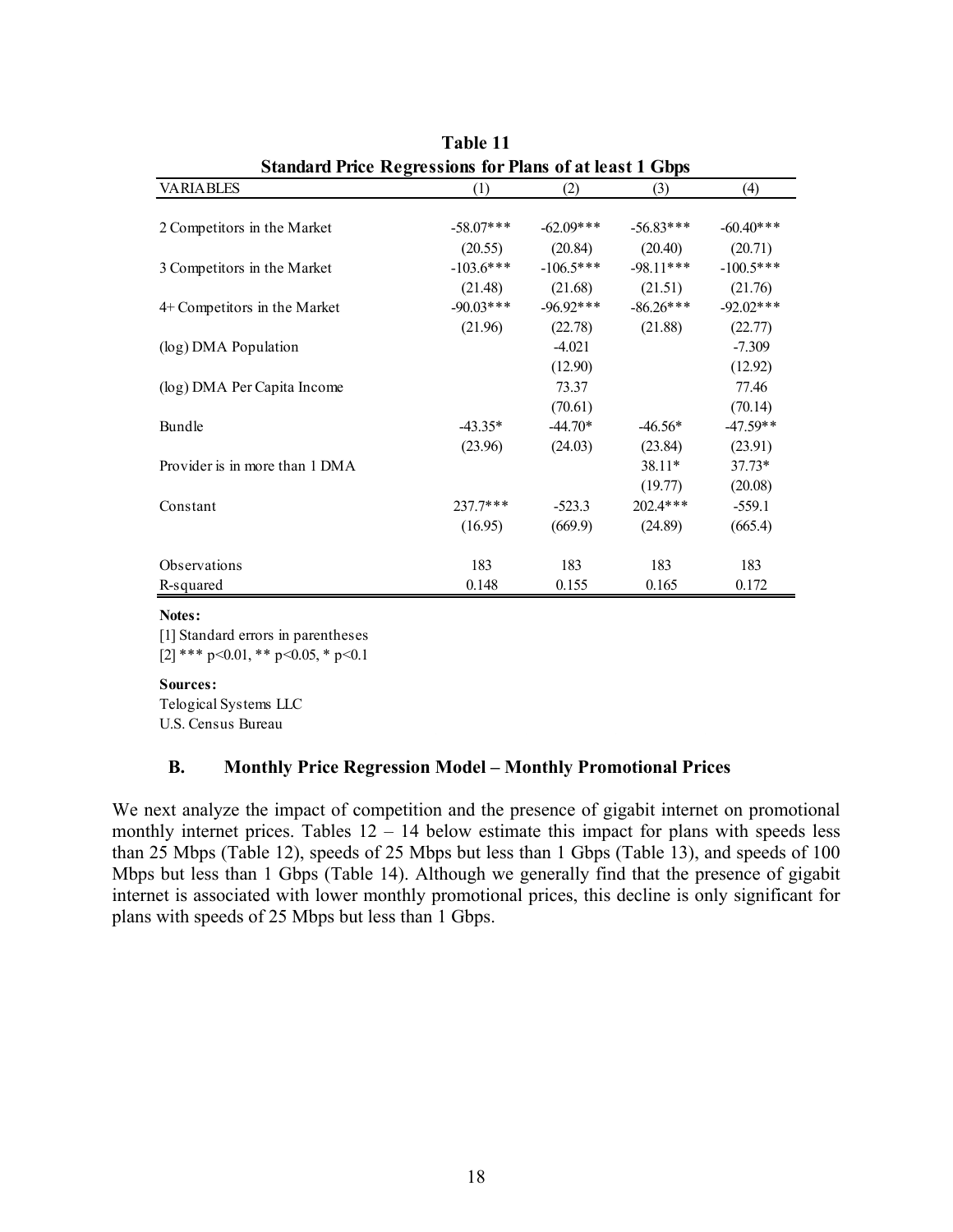**Table 11**

**Standard Price Regressions for Plans of at least 1 Gbps**

| VARIABLES | (1) | (2) | (3) | (4) |
|---|---|---|---|---|
| 2 Competitors in the Market | -58.07*** | -62.09*** | -56.83*** | -60.40*** |
| | (20.55) | (20.84) | (20.40) | (20.71) |
| 3 Competitors in the Market | -103.6*** | -106.5*** | -98.11*** | -100.5*** |
| | (21.48) | (21.68) | (21.51) | (21.76) |
| 4+ Competitors in the Market | -90.03*** | -96.92*** | -86.26*** | -92.02*** |
| | (21.96) | (22.78) | (21.88) | (22.77) |
| (log) DMA Population | | -4.021 | | -7.309 |
| | | (12.90) | | (12.92) |
| (log) DMA Per Capita Income | | 73.37 | | 77.46 |
| | | (70.61) | | (70.14) |
| Bundle | -43.35* | -44.70* | -46.56* | -47.59** |
| | (23.96) | (24.03) | (23.84) | (23.91) |
| Provider is in more than 1 DMA | | | 38.11* | 37.73* |
| | | | (19.77) | (20.08) |
| Constant | 237.7*** | -523.3 | 202.4*** | -559.1 |
| | (16.95) | (669.9) | (24.89) | (665.4) |
| Observations | 183 | 183 | 183 | 183 |
| R-squared | 0.148 | 0.155 | 0.165 | 0.172 |

**Notes:**

[1] Standard errors in parentheses

[2] *** p<0.01, ** p<0.05, * p<0.1

**Sources:**

Telogical Systems LLC

U.S. Census Bureau

### B. Monthly Price Regression Model – Monthly Promotional Prices

We next analyze the impact of competition and the presence of gigabit internet on promotional monthly internet prices. Tables 12 – 14 below estimate this impact for plans with speeds less than 25 Mbps (Table 12), speeds of 25 Mbps but less than 1 Gbps (Table 13), and speeds of 100 Mbps but less than 1 Gbps (Table 14). Although we generally find that the presence of gigabit internet is associated with lower monthly promotional prices, this decline is only significant for plans with speeds of 25 Mbps but less than 1 Gbps.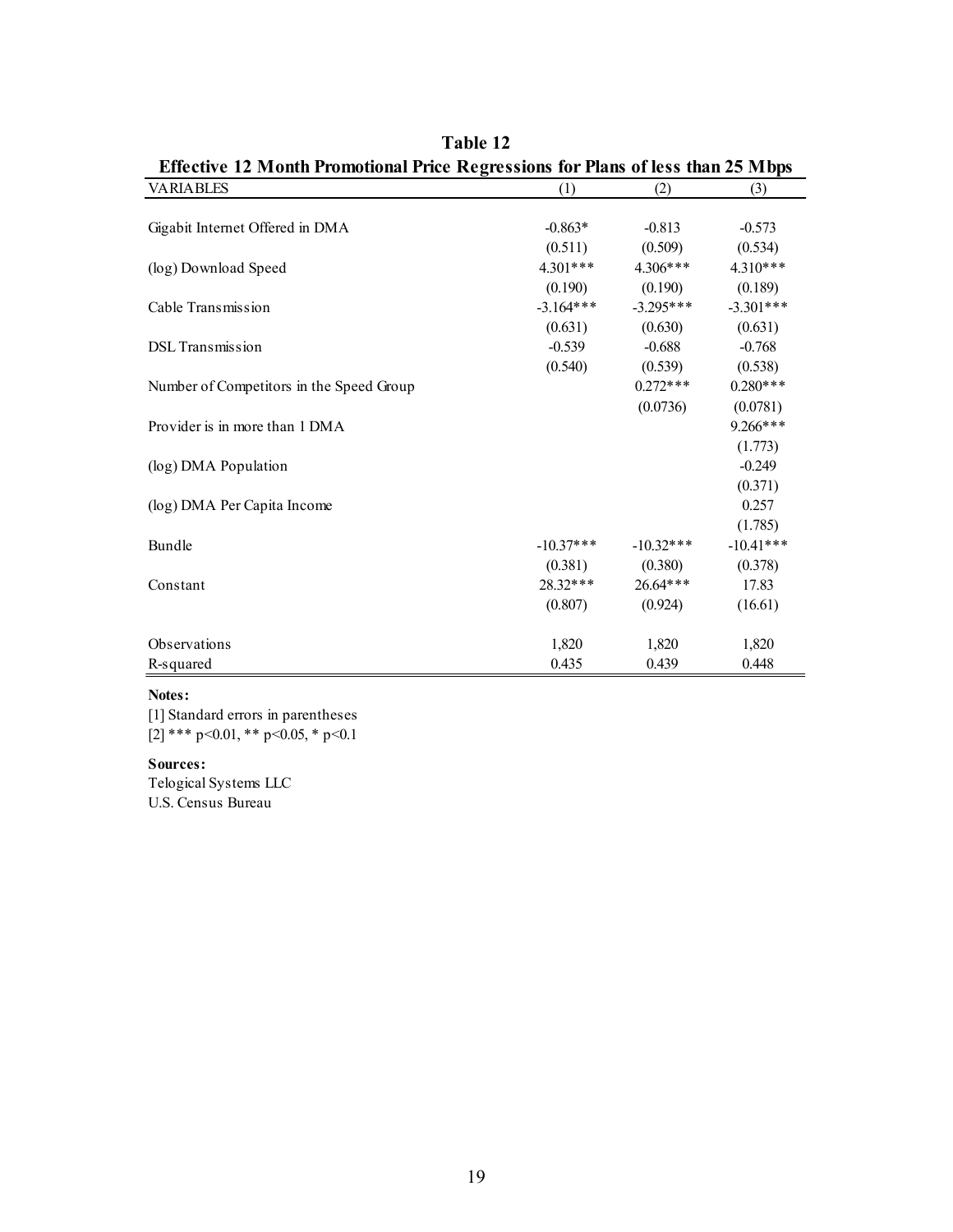## Table 12

### Effective 12 Month Promotional Price Regressions for Plans of less than 25 Mbps

| VARIABLES | (1) | (2) | (3) |
|---|---|---|---|
| Gigabit Internet Offered in DMA | -0.863* | -0.813 | -0.573 |
| | (0.511) | (0.509) | (0.534) |
| (log) Download Speed | 4.301*** | 4.306*** | 4.310*** |
| | (0.190) | (0.190) | (0.189) |
| Cable Transmission | -3.164*** | -3.295*** | -3.301*** |
| | (0.631) | (0.630) | (0.631) |
| DSL Transmission | -0.539 | -0.688 | -0.768 |
| | (0.540) | (0.539) | (0.538) |
| Number of Competitors in the Speed Group | | 0.272*** | 0.280*** |
| | | (0.0736) | (0.0781) |
| Provider is in more than 1 DMA | | | 9.266*** |
| | | | (1.773) |
| (log) DMA Population | | | -0.249 |
| | | | (0.371) |
| (log) DMA Per Capita Income | | | 0.257 |
| | | | (1.785) |
| Bundle | -10.37*** | -10.32*** | -10.41*** |
| | (0.381) | (0.380) | (0.378) |
| Constant | 28.32*** | 26.64*** | 17.83 |
| | (0.807) | (0.924) | (16.61) |
| Observations | 1,820 | 1,820 | 1,820 |
| R-squared | 0.435 | 0.439 | 0.448 |

**Notes:**

[1] Standard errors in parentheses

[2] *** p<0.01, ** p<0.05, * p<0.1

**Sources:**

Telogical Systems LLC

U.S. Census Bureau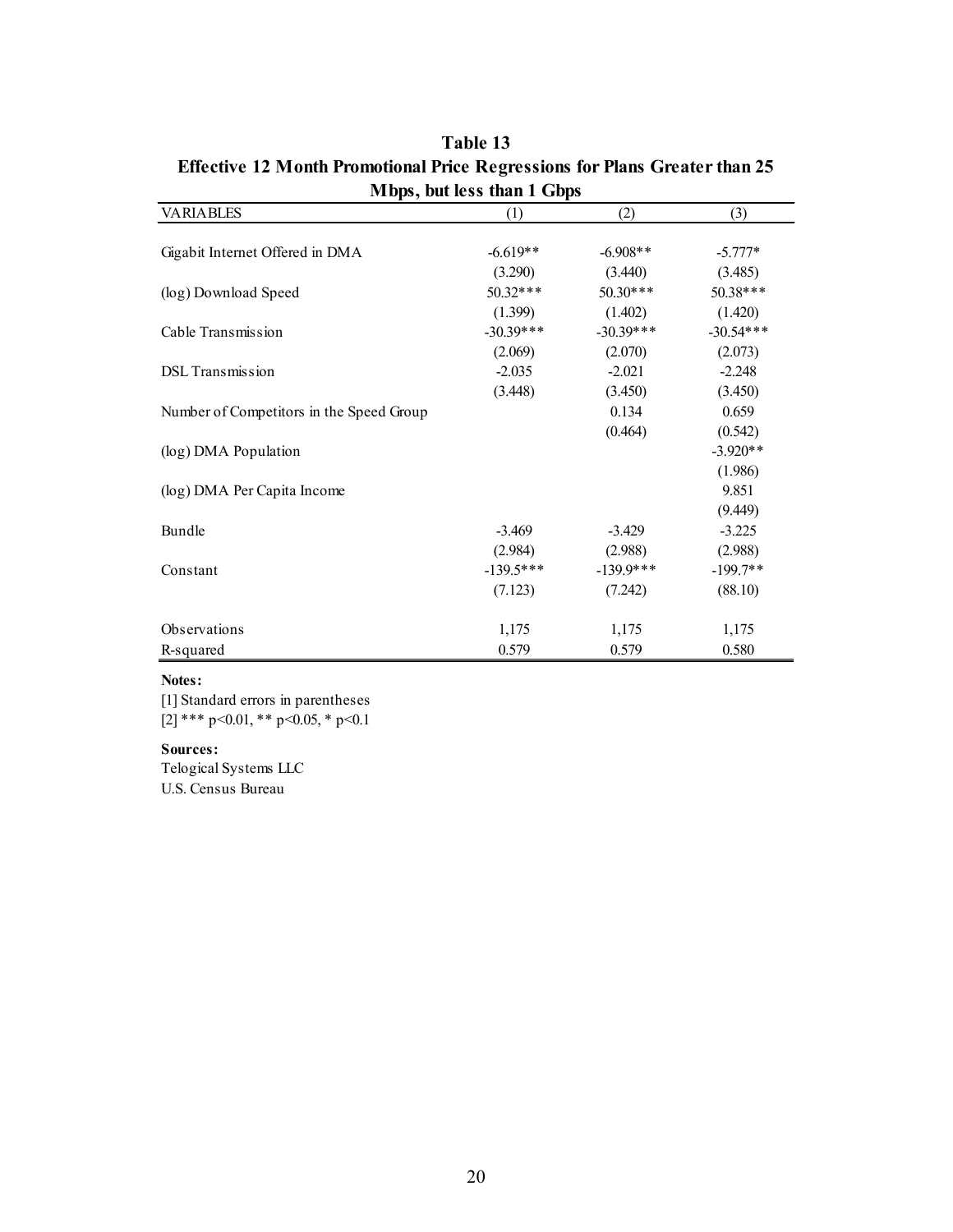**Table 13**

**Effective 12 Month Promotional Price Regressions for Plans Greater than 25 Mbps, but less than 1 Gbps**

| VARIABLES | (1) | (2) | (3) |
|---|---|---|---|
| Gigabit Internet Offered in DMA | -6.619** | -6.908** | -5.777* |
| | (3.290) | (3.440) | (3.485) |
| (log) Download Speed | 50.32*** | 50.30*** | 50.38*** |
| | (1.399) | (1.402) | (1.420) |
| Cable Transmission | -30.39*** | -30.39*** | -30.54*** |
| | (2.069) | (2.070) | (2.073) |
| DSL Transmission | -2.035 | -2.021 | -2.248 |
| | (3.448) | (3.450) | (3.450) |
| Number of Competitors in the Speed Group | | 0.134 | 0.659 |
| | | (0.464) | (0.542) |
| (log) DMA Population | | | -3.920** |
| | | | (1.986) |
| (log) DMA Per Capita Income | | | 9.851 |
| | | | (9.449) |
| Bundle | -3.469 | -3.429 | -3.225 |
| | (2.984) | (2.988) | (2.988) |
| Constant | -139.5*** | -139.9*** | -199.7** |
| | (7.123) | (7.242) | (88.10) |
| Observations | 1,175 | 1,175 | 1,175 |
| R-squared | 0.579 | 0.579 | 0.580 |

**Notes:**

[1] Standard errors in parentheses

[2] *** p<0.01, ** p<0.05, * p<0.1

**Sources:**

Telogical Systems LLC

U.S. Census Bureau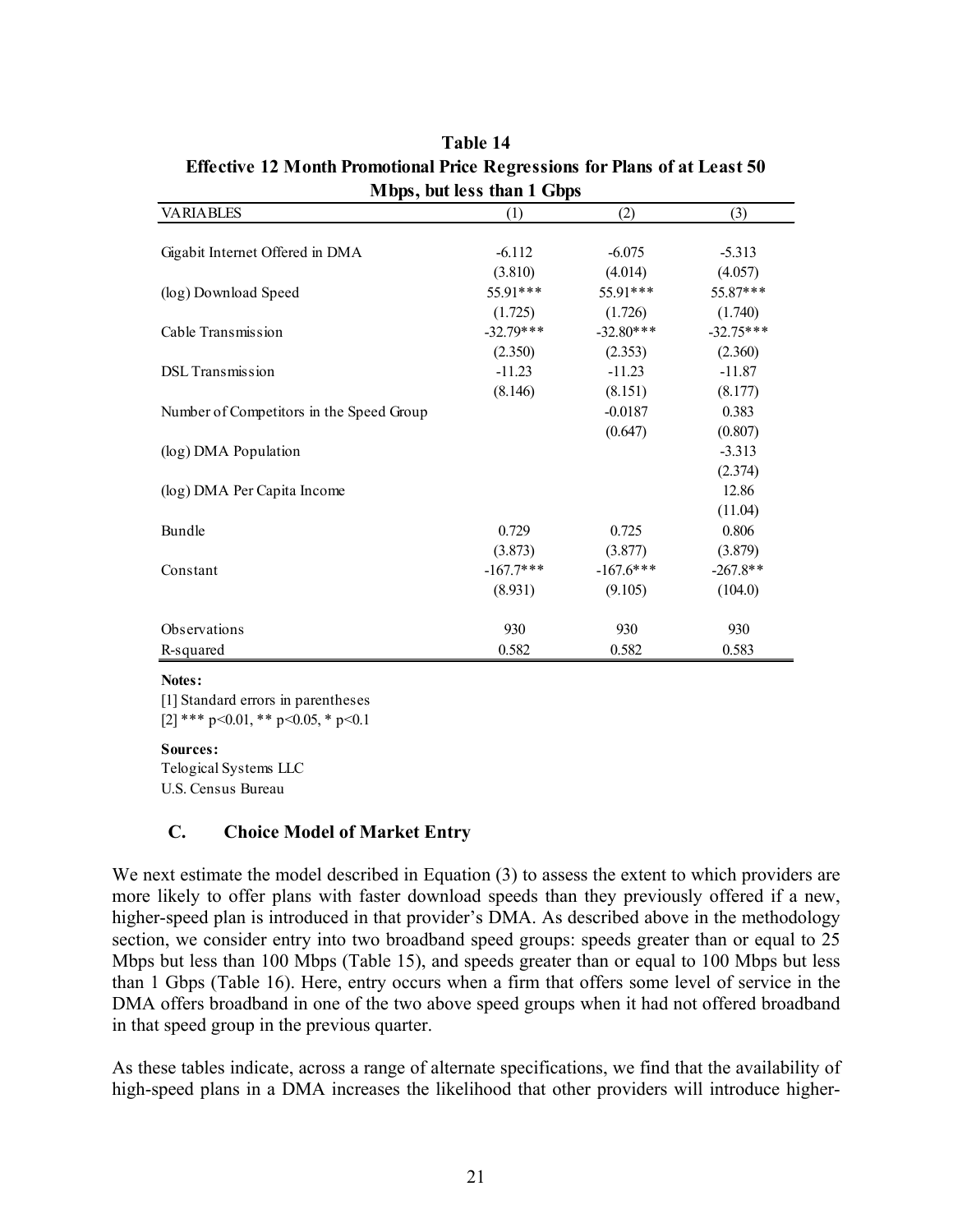**Table 14**
**Effective 12 Month Promotional Price Regressions for Plans of at Least 50 Mbps, but less than 1 Gbps**

| VARIABLES | (1) | (2) | (3) |
|---|---|---|---|
| Gigabit Internet Offered in DMA | -6.112 | -6.075 | -5.313 |
| | (3.810) | (4.014) | (4.057) |
| (log) Download Speed | 55.91*** | 55.91*** | 55.87*** |
| | (1.725) | (1.726) | (1.740) |
| Cable Transmission | -32.79*** | -32.80*** | -32.75*** |
| | (2.350) | (2.353) | (2.360) |
| DSL Transmission | -11.23 | -11.23 | -11.87 |
| | (8.146) | (8.151) | (8.177) |
| Number of Competitors in the Speed Group | | -0.0187 | 0.383 |
| | | (0.647) | (0.807) |
| (log) DMA Population | | | -3.313 |
| | | | (2.374) |
| (log) DMA Per Capita Income | | | 12.86 |
| | | | (11.04) |
| Bundle | 0.729 | 0.725 | 0.806 |
| | (3.873) | (3.877) | (3.879) |
| Constant | -167.7*** | -167.6*** | -267.8** |
| | (8.931) | (9.105) | (104.0) |
| Observations | 930 | 930 | 930 |
| R-squared | 0.582 | 0.582 | 0.583 |

**Notes:**
[1] Standard errors in parentheses
[2] *** p<0.01, ** p<0.05, * p<0.1

**Sources:**
Telogical Systems LLC
U.S. Census Bureau

### C. Choice Model of Market Entry

We next estimate the model described in Equation (3) to assess the extent to which providers are more likely to offer plans with faster download speeds than they previously offered if a new, higher-speed plan is introduced in that provider's DMA. As described above in the methodology section, we consider entry into two broadband speed groups: speeds greater than or equal to 25 Mbps but less than 100 Mbps (Table 15), and speeds greater than or equal to 100 Mbps but less than 1 Gbps (Table 16). Here, entry occurs when a firm that offers some level of service in the DMA offers broadband in one of the two above speed groups when it had not offered broadband in that speed group in the previous quarter.

As these tables indicate, across a range of alternate specifications, we find that the availability of high-speed plans in a DMA increases the likelihood that other providers will introduce higher-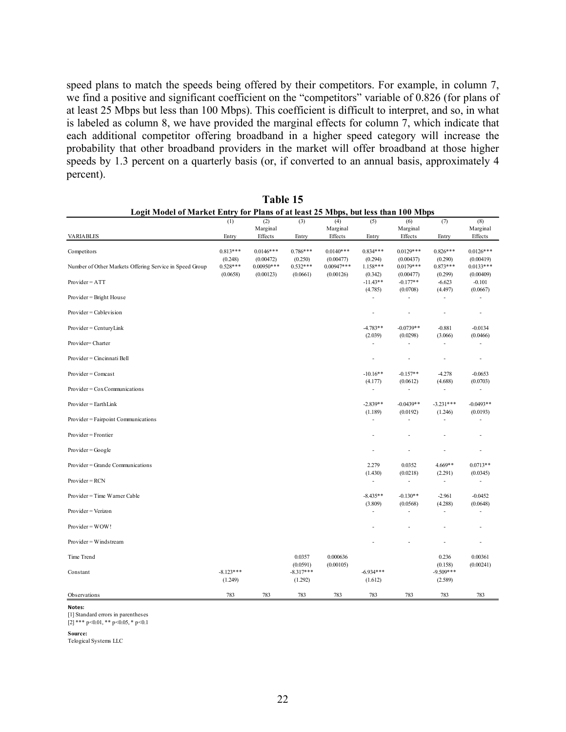speed plans to match the speeds being offered by their competitors. For example, in column 7, we find a positive and significant coefficient on the "competitors" variable of 0.826 (for plans of at least 25 Mbps but less than 100 Mbps). This coefficient is difficult to interpret, and so, in what is labeled as column 8, we have provided the marginal effects for column 7, which indicate that each additional competitor offering broadband in a higher speed category will increase the probability that other broadband providers in the market will offer broadband at those higher speeds by 1.3 percent on a quarterly basis (or, if converted to an annual basis, approximately 4 percent).

**Table 15**

**Logit Model of Market Entry for Plans of at least 25 Mbps, but less than 100 Mbps**

| VARIABLES | (1) Entry | (2) Marginal Effects | (3) Entry | (4) Marginal Effects | (5) Entry | (6) Marginal Effects | (7) Entry | (8) Marginal Effects |
|---|---|---|---|---|---|---|---|---|
| Competitors | 0.813*** | 0.0146*** | 0.786*** | 0.0140*** | 0.834*** | 0.0129*** | 0.826*** | 0.0126*** |
| | (0.248) | (0.00472) | (0.250) | (0.00477) | (0.294) | (0.00437) | (0.290) | (0.00419) |
| Number of Other Markets Offering Service in Speed Group | 0.528*** | 0.00950*** | 0.532*** | 0.00947*** | 1.158*** | 0.0179*** | 0.873*** | 0.0133*** |
| | (0.0658) | (0.00123) | (0.0661) | (0.00126) | (0.342) | (0.00477) | (0.299) | (0.00409) |
| Provider = ATT | | | | | -11.43** | -0.177** | -6.623 | -0.101 |
| | | | | | (4.785) | (0.0708) | (4.497) | (0.0667) |
| Provider = Bright House | | | | | - | - | - | - |
| Provider = Cablevision | | | | | - | - | - | - |
| Provider = CenturyLink | | | | | -4.783** | -0.0739** | -0.881 | -0.0134 |
| | | | | | (2.039) | (0.0298) | (3.066) | (0.0466) |
| Provider= Charter | | | | | - | - | - | - |
| Provider = Cincinnati Bell | | | | | - | - | - | - |
| Provider = Comcast | | | | | -10.16** | -0.157** | -4.278 | -0.0653 |
| | | | | | (4.177) | (0.0612) | (4.688) | (0.0703) |
| Provider = Cox Communications | | | | | - | - | - | - |
| Provider = EarthLink | | | | | -2.839** | -0.0439** | -3.231*** | -0.0493** |
| | | | | | (1.189) | (0.0192) | (1.246) | (0.0193) |
| Provider = Fairpoint Communications | | | | | - | - | - | - |
| Provider = Frontier | | | | | - | - | - | - |
| Provider = Google | | | | | - | - | - | - |
| Provider = Grande Communications | | | | | 2.279 | 0.0352 | 4.669** | 0.0713** |
| | | | | | (1.430) | (0.0218) | (2.291) | (0.0345) |
| Provider = RCN | | | | | - | - | - | - |
| Provider = Time Warner Cable | | | | | -8.435** | -0.130** | -2.961 | -0.0452 |
| | | | | | (3.809) | (0.0568) | (4.288) | (0.0648) |
| Provider = Verizon | | | | | - | - | - | - |
| Provider = WOW! | | | | | - | - | - | - |
| Provider = Windstream | | | | | - | - | - | - |
| Time Trend | | | 0.0357 | 0.000636 | | | 0.236 | 0.00361 |
| | | | (0.0591) | (0.00105) | | | (0.158) | (0.00241) |
| Constant | -8.123*** | | -8.317*** | | -6.934*** | | -9.509*** | |
| | (1.249) | | (1.292) | | (1.612) | | (2.589) | |
| Observations | 783 | 783 | 783 | 783 | 783 | 783 | 783 | 783 |

**Notes:**
[1] Standard errors in parentheses
[2] *** p<0.01, ** p<0.05, * p<0.1

**Source:**
Telogical Systems LLC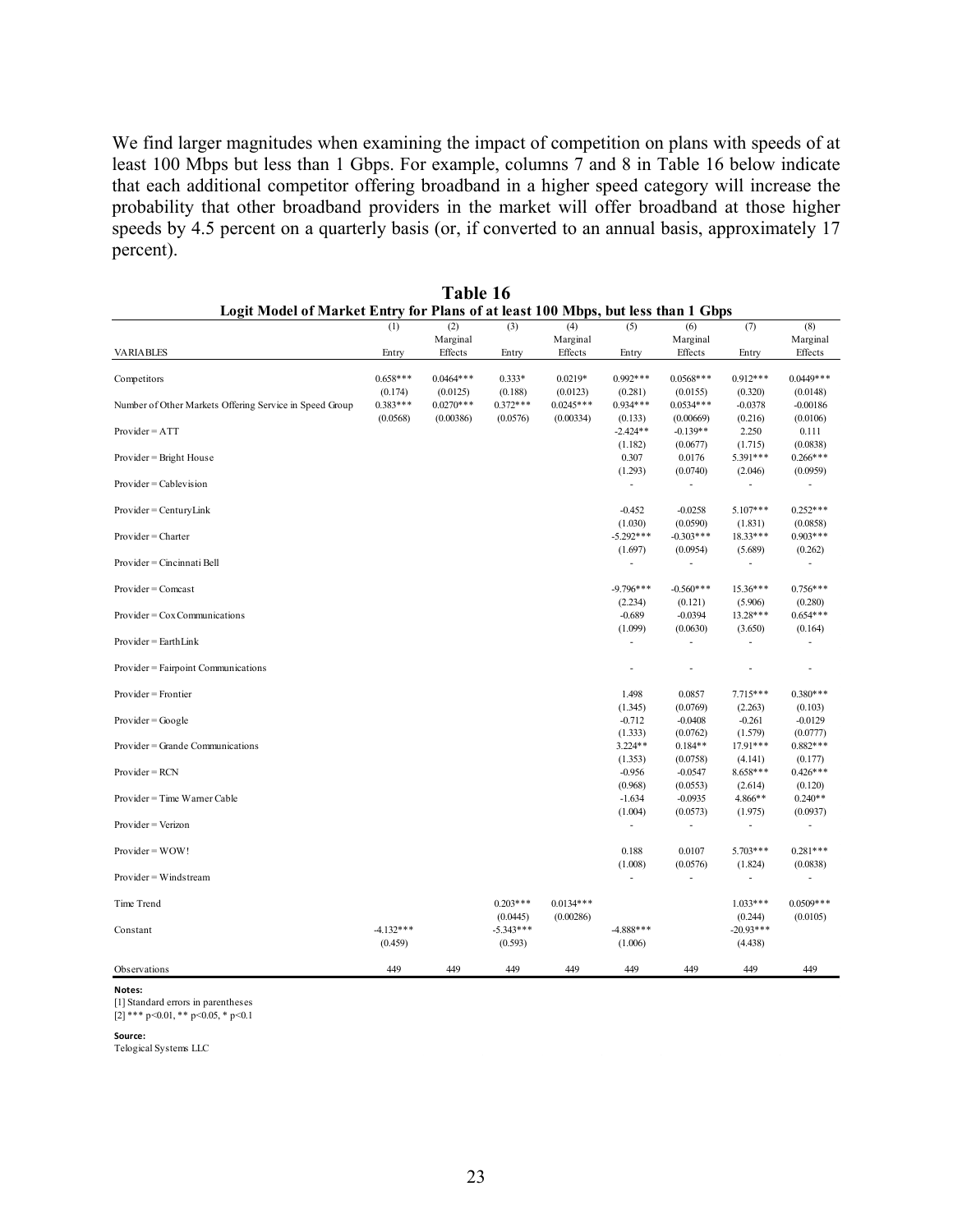We find larger magnitudes when examining the impact of competition on plans with speeds of at least 100 Mbps but less than 1 Gbps. For example, columns 7 and 8 in Table 16 below indicate that each additional competitor offering broadband in a higher speed category will increase the probability that other broadband providers in the market will offer broadband at those higher speeds by 4.5 percent on a quarterly basis (or, if converted to an annual basis, approximately 17 percent).

**Table 16**

**Logit Model of Market Entry for Plans of at least 100 Mbps, but less than 1 Gbps**

| | (1) | (2) | (3) | (4) | (5) | (6) | (7) | (8) |
|---|---|---|---|---|---|---|---|---|
| VARIABLES | Entry | Marginal Effects | Entry | Marginal Effects | Entry | Marginal Effects | Entry | Marginal Effects |
| Competitors | 0.658*** | 0.0464*** | 0.333* | 0.0219* | 0.992*** | 0.0568*** | 0.912*** | 0.0449*** |
| | (0.174) | (0.0125) | (0.188) | (0.0123) | (0.281) | (0.0155) | (0.320) | (0.0148) |
| Number of Other Markets Offering Service in Speed Group | 0.383*** | 0.0270*** | 0.372*** | 0.0245*** | 0.934*** | 0.0534*** | -0.0378 | -0.00186 |
| | (0.0568) | (0.00386) | (0.0576) | (0.00334) | (0.133) | (0.00669) | (0.216) | (0.0106) |
| Provider = ATT | | | | | -2.424** | -0.139** | 2.250 | 0.111 |
| | | | | | (1.182) | (0.0677) | (1.715) | (0.0838) |
| Provider = Bright House | | | | | 0.307 | 0.0176 | 5.391*** | 0.266*** |
| | | | | | (1.293) | (0.0740) | (2.046) | (0.0959) |
| Provider = Cablevision | | | | | - | - | - | - |
| Provider = CenturyLink | | | | | -0.452 | -0.0258 | 5.107*** | 0.252*** |
| | | | | | (1.030) | (0.0590) | (1.831) | (0.0858) |
| Provider = Charter | | | | | -5.292*** | -0.303*** | 18.33*** | 0.903*** |
| | | | | | (1.697) | (0.0954) | (5.689) | (0.262) |
| Provider = Cincinnati Bell | | | | | - | - | - | - |
| Provider = Comcast | | | | | -9.796*** | -0.560*** | 15.36*** | 0.756*** |
| | | | | | (2.234) | (0.121) | (5.906) | (0.280) |
| Provider = Cox Communications | | | | | -0.689 | -0.0394 | 13.28*** | 0.654*** |
| | | | | | (1.099) | (0.0630) | (3.650) | (0.164) |
| Provider = EarthLink | | | | | - | - | - | - |
| Provider = Fairpoint Communications | | | | | - | - | - | - |
| Provider = Frontier | | | | | 1.498 | 0.0857 | 7.715*** | 0.380*** |
| | | | | | (1.345) | (0.0769) | (2.263) | (0.103) |
| Provider = Google | | | | | -0.712 | -0.0408 | -0.261 | -0.0129 |
| | | | | | (1.333) | (0.0762) | (1.579) | (0.0777) |
| Provider = Grande Communications | | | | | 3.224** | 0.184** | 17.91*** | 0.882*** |
| | | | | | (1.353) | (0.0758) | (4.141) | (0.177) |
| Provider = RCN | | | | | -0.956 | -0.0547 | 8.658*** | 0.426*** |
| | | | | | (0.968) | (0.0553) | (2.614) | (0.120) |
| Provider = Time Warner Cable | | | | | -1.634 | -0.0935 | 4.866** | 0.240** |
| | | | | | (1.004) | (0.0573) | (1.975) | (0.0937) |
| Provider = Verizon | | | | | - | - | - | - |
| Provider = WOW! | | | | | 0.188 | 0.0107 | 5.703*** | 0.281*** |
| | | | | | (1.008) | (0.0576) | (1.824) | (0.0838) |
| Provider = Windstream | | | | | - | - | - | - |
| Time Trend | | | 0.203*** | 0.0134*** | | | 1.033*** | 0.0509*** |
| | | | (0.0445) | (0.00286) | | | (0.244) | (0.0105) |
| Constant | -4.132*** | | -5.343*** | | -4.888*** | | -20.93*** | |
| | (0.459) | | (0.593) | | (1.006) | | (4.438) | |
| Observations | 449 | 449 | 449 | 449 | 449 | 449 | 449 | 449 |

**Notes:**
[1] Standard errors in parentheses
[2] *** p<0.01, ** p<0.05, * p<0.1

**Source:**
Telogical Systems LLC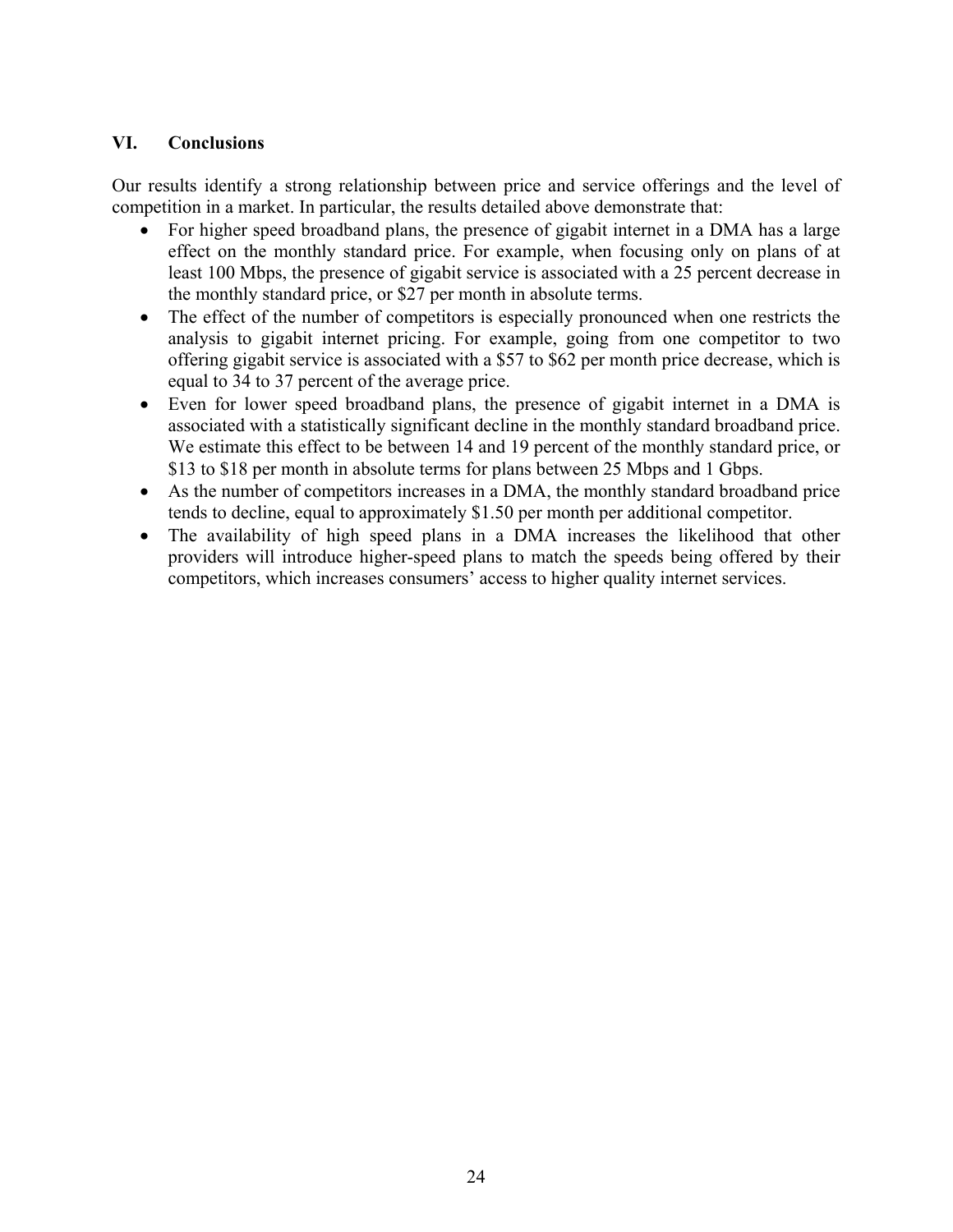## VI. Conclusions

Our results identify a strong relationship between price and service offerings and the level of competition in a market. In particular, the results detailed above demonstrate that:

- For higher speed broadband plans, the presence of gigabit internet in a DMA has a large effect on the monthly standard price. For example, when focusing only on plans of at least 100 Mbps, the presence of gigabit service is associated with a 25 percent decrease in the monthly standard price, or $27 per month in absolute terms.
- The effect of the number of competitors is especially pronounced when one restricts the analysis to gigabit internet pricing. For example, going from one competitor to two offering gigabit service is associated with a $57 to $62 per month price decrease, which is equal to 34 to 37 percent of the average price.
- Even for lower speed broadband plans, the presence of gigabit internet in a DMA is associated with a statistically significant decline in the monthly standard broadband price. We estimate this effect to be between 14 and 19 percent of the monthly standard price, or $13 to $18 per month in absolute terms for plans between 25 Mbps and 1 Gbps.
- As the number of competitors increases in a DMA, the monthly standard broadband price tends to decline, equal to approximately $1.50 per month per additional competitor.
- The availability of high speed plans in a DMA increases the likelihood that other providers will introduce higher-speed plans to match the speeds being offered by their competitors, which increases consumers' access to higher quality internet services.